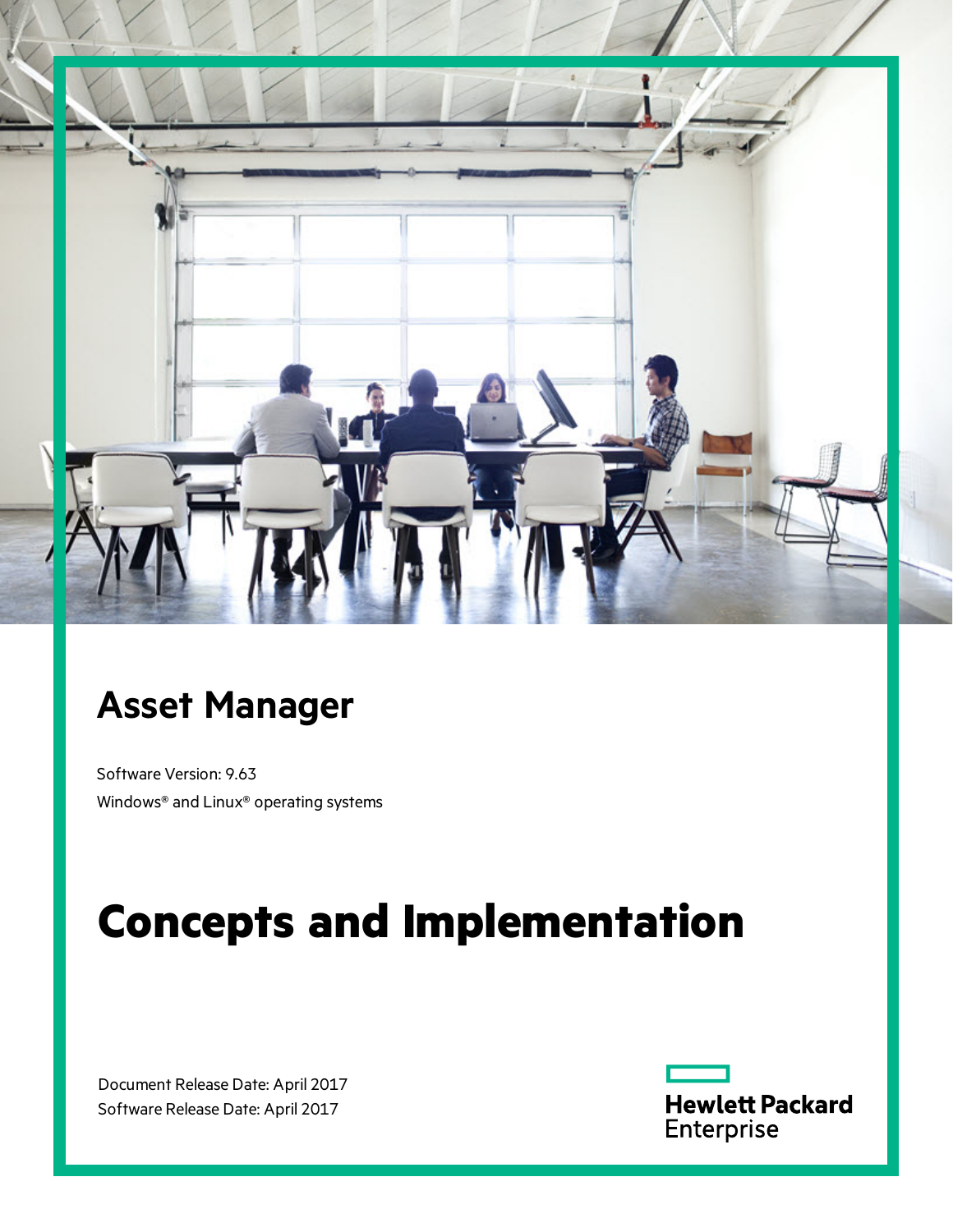# Asset Manager

Software Version: 9.63

Windows® and Linux® operating systems

# Concepts and Implementation

Document Release Date: April 2017

Software Release Date: April 2017

Hewlett Packard Enterprise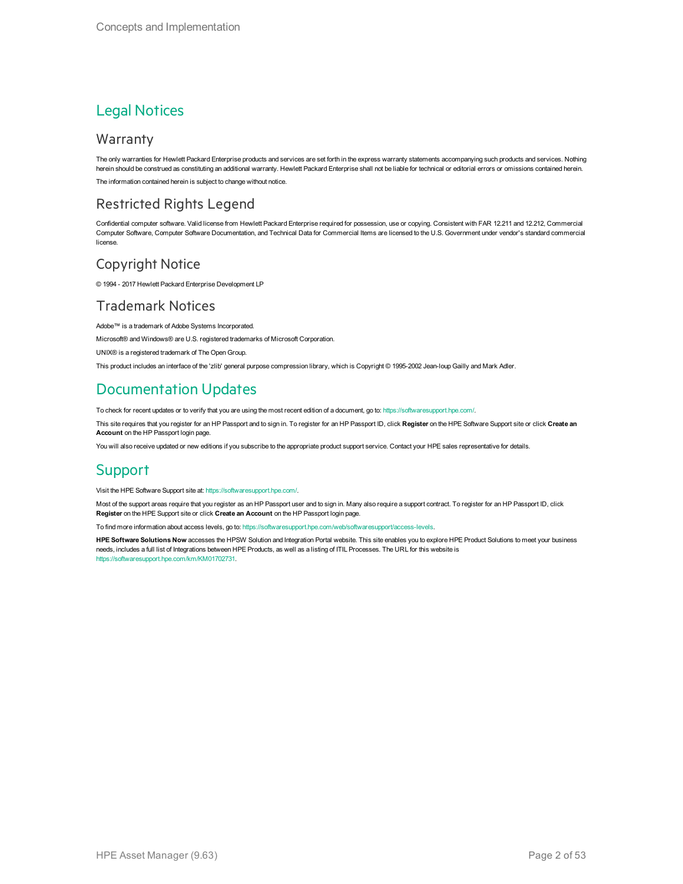# Legal Notices

## Warranty

The only warranties for Hewlett Packard Enterprise products and services are set forth in the express warranty statements accompanying such products and services. Nothing herein should be construed as constituting an additional warranty. Hewlett Packard Enterprise shall not be liable for technical or editorial errors or omissions contained herein.

The information contained herein is subject to change without notice.

## Restricted Rights Legend

Confidential computer software. Valid license from Hewlett Packard Enterprise required for possession, use or copying. Consistent with FAR 12.211 and 12.212, Commercial Computer Software, Computer Software Documentation, and Technical Data for Commercial Items are licensed to the U.S. Government under vendor's standard commercial license.

## Copyright Notice

© 1994 - 2017 Hewlett Packard Enterprise Development LP

## Trademark Notices

Adobe™ is a trademark of Adobe Systems Incorporated.

Microsoft® and Windows® are U.S. registered trademarks of Microsoft Corporation.

UNIX® is a registered trademark of The Open Group.

This product includes an interface of the 'zlib' general purpose compression library, which is Copyright © 1995-2002 Jean-loup Gailly and Mark Adler.

# Documentation Updates

To check for recent updates or to verify that you are using the most recent edition of a document, go to: https://softwaresupport.hpe.com/.

This site requires that you register for an HP Passport and to sign in. To register for an HP Passport ID, click **Register** on the HPE Software Support site or click **Create an Account** on the HP Passport login page.

You will also receive updated or new editions if you subscribe to the appropriate product support service. Contact your HPE sales representative for details.

# Support

Visit the HPE Software Support site at: https://softwaresupport.hpe.com/.

Most of the support areas require that you register as an HP Passport user and to sign in. Many also require a support contract. To register for an HP Passport ID, click **Register** on the HPE Support site or click **Create an Account** on the HP Passport login page.

To find more information about access levels, go to: https://softwaresupport.hpe.com/web/softwaresupport/access-levels.

**HPE Software Solutions Now** accesses the HPSW Solution and Integration Portal website. This site enables you to explore HPE Product Solutions to meet your business needs, includes a full list of Integrations between HPE Products, as well as a listing of ITIL Processes. The URL for this website is https://softwaresupport.hpe.com/km/KM01702731.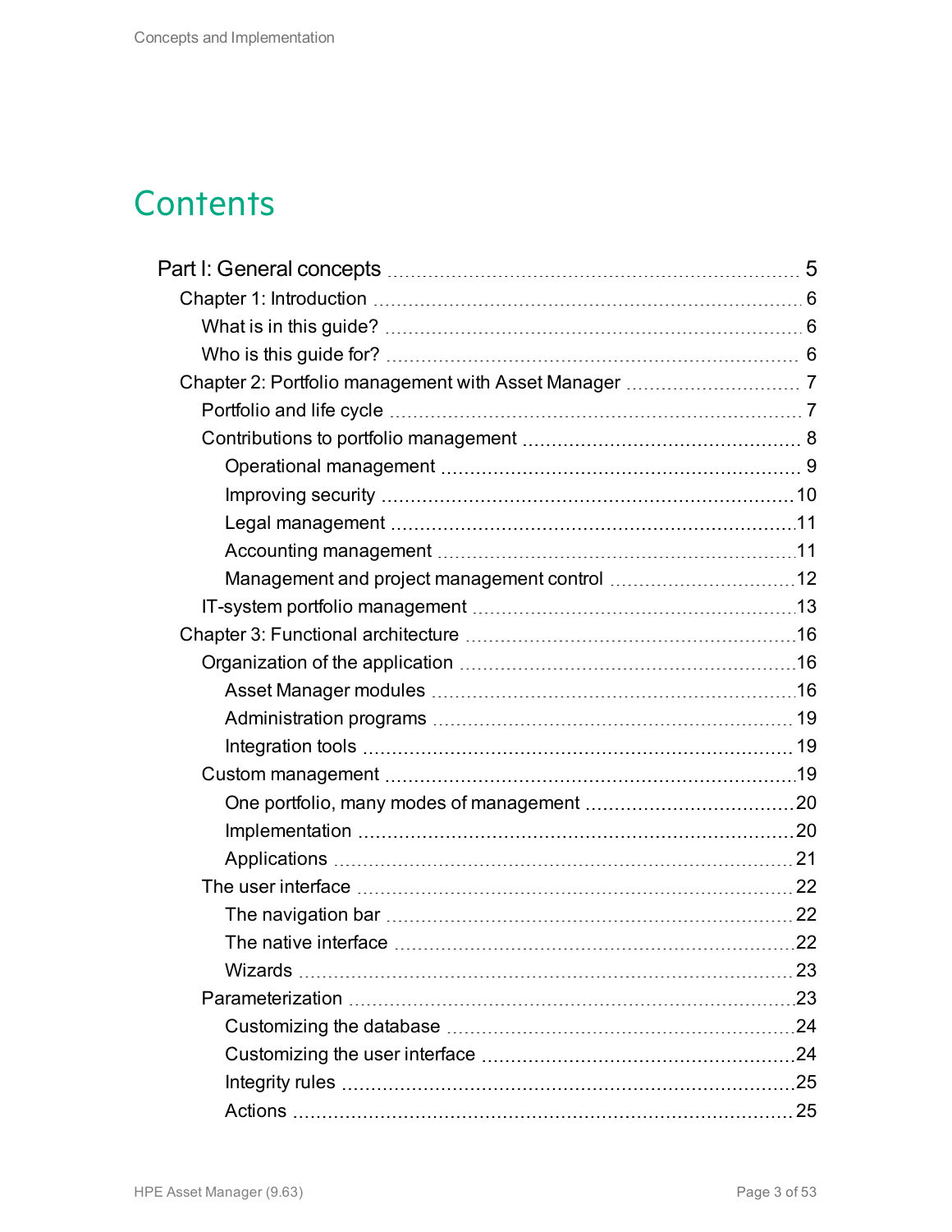# Contents

- Part I: General concepts ... 5
  - Chapter 1: Introduction ... 6
    - What is in this guide? ... 6
    - Who is this guide for? ... 6
  - Chapter 2: Portfolio management with Asset Manager ... 7
    - Portfolio and life cycle ... 7
    - Contributions to portfolio management ... 8
      - Operational management ... 9
      - Improving security ... 10
      - Legal management ... 11
      - Accounting management ... 11
      - Management and project management control ... 12
    - IT-system portfolio management ... 13
  - Chapter 3: Functional architecture ... 16
    - Organization of the application ... 16
      - Asset Manager modules ... 16
      - Administration programs ... 19
      - Integration tools ... 19
    - Custom management ... 19
      - One portfolio, many modes of management ... 20
      - Implementation ... 20
      - Applications ... 21
    - The user interface ... 22
      - The navigation bar ... 22
      - The native interface ... 22
      - Wizards ... 23
    - Parameterization ... 23
      - Customizing the database ... 24
      - Customizing the user interface ... 24
      - Integrity rules ... 25
      - Actions ... 25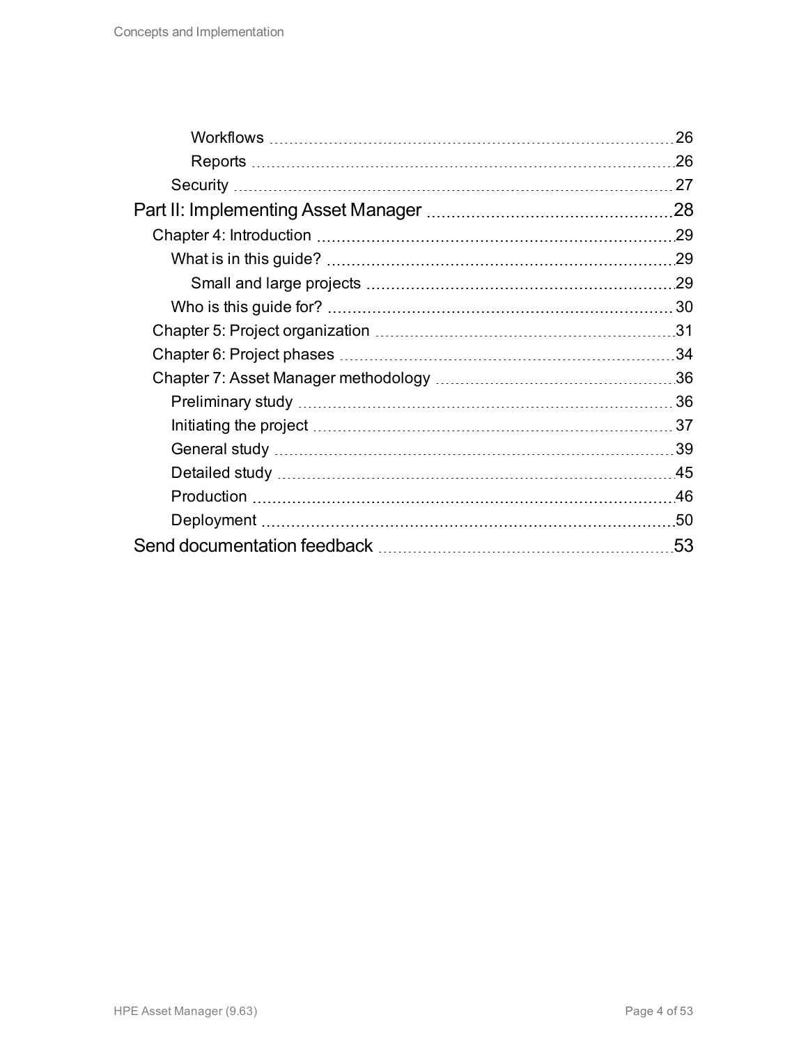- Workflows 26
- Reports 26
- Security 27

Part II: Implementing Asset Manager 28

- Chapter 4: Introduction 29
  - What is in this guide? 29
    - Small and large projects 29
  - Who is this guide for? 30
- Chapter 5: Project organization 31
- Chapter 6: Project phases 34
- Chapter 7: Asset Manager methodology 36
  - Preliminary study 36
  - Initiating the project 37
  - General study 39
  - Detailed study 45
  - Production 46
  - Deployment 50

Send documentation feedback 53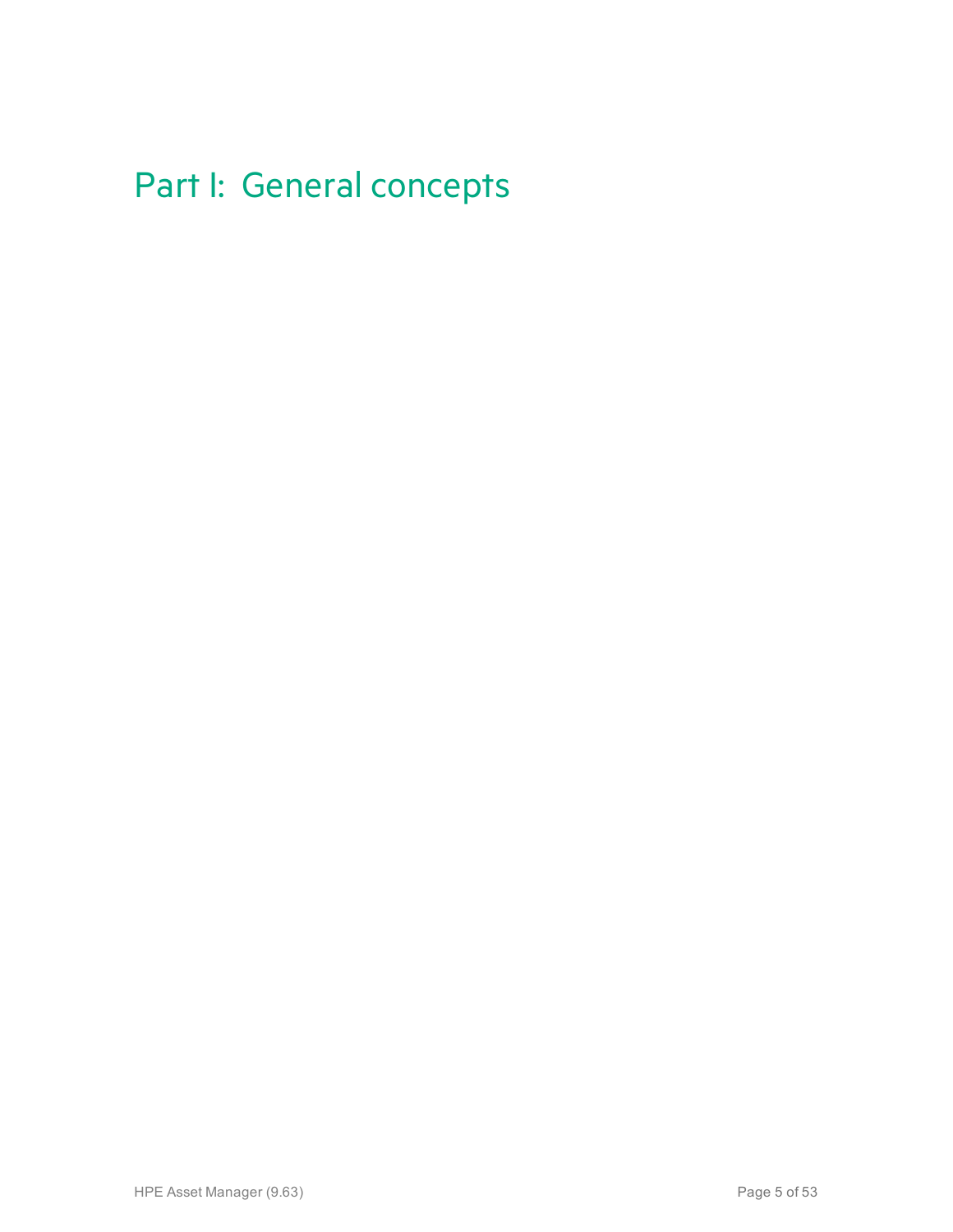# Part I: General concepts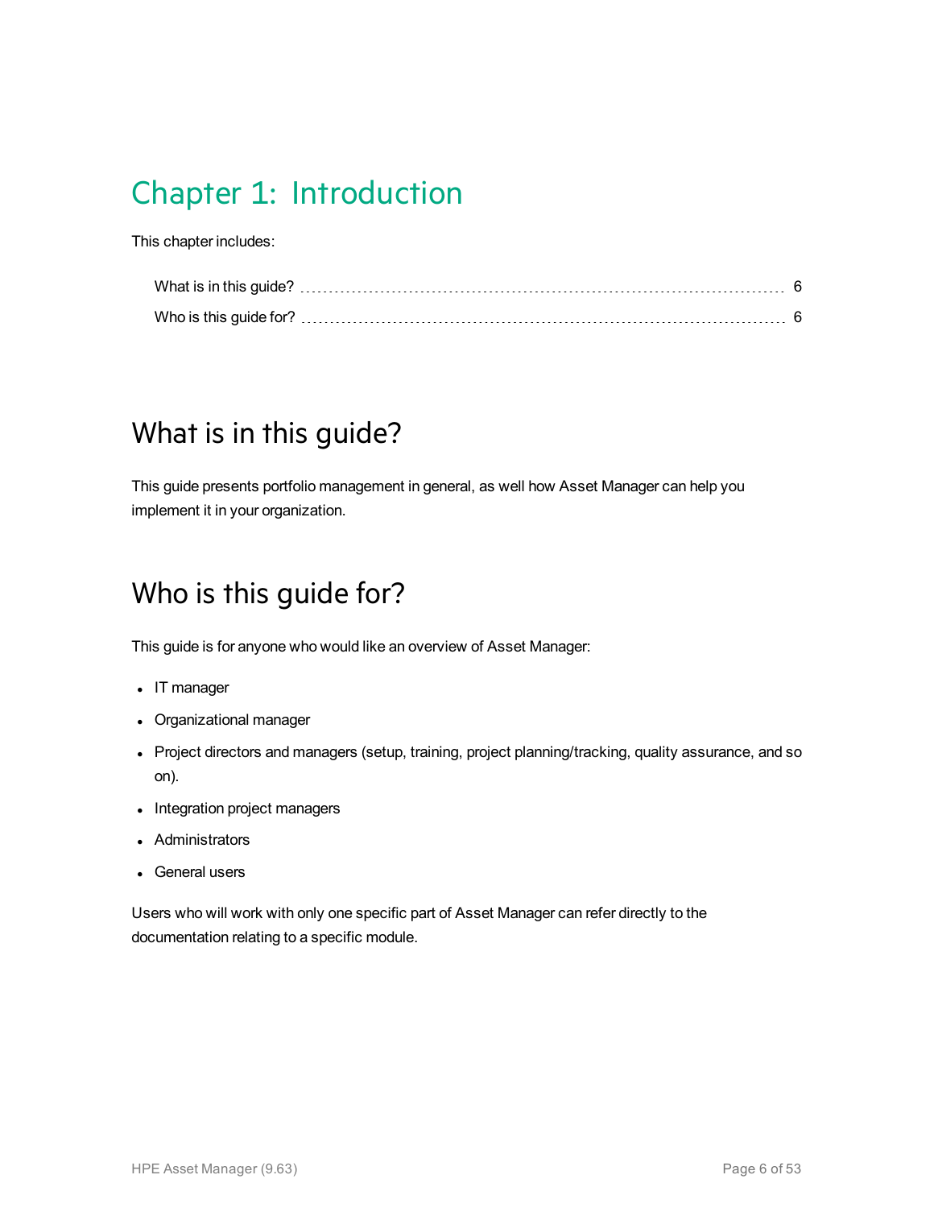# Chapter 1: Introduction

This chapter includes:

- What is in this guide? ..... 6
- Who is this guide for? ..... 6

## What is in this guide?

This guide presents portfolio management in general, as well how Asset Manager can help you implement it in your organization.

## Who is this guide for?

This guide is for anyone who would like an overview of Asset Manager:

- IT manager
- Organizational manager
- Project directors and managers (setup, training, project planning/tracking, quality assurance, and so on).
- Integration project managers
- Administrators
- General users

Users who will work with only one specific part of Asset Manager can refer directly to the documentation relating to a specific module.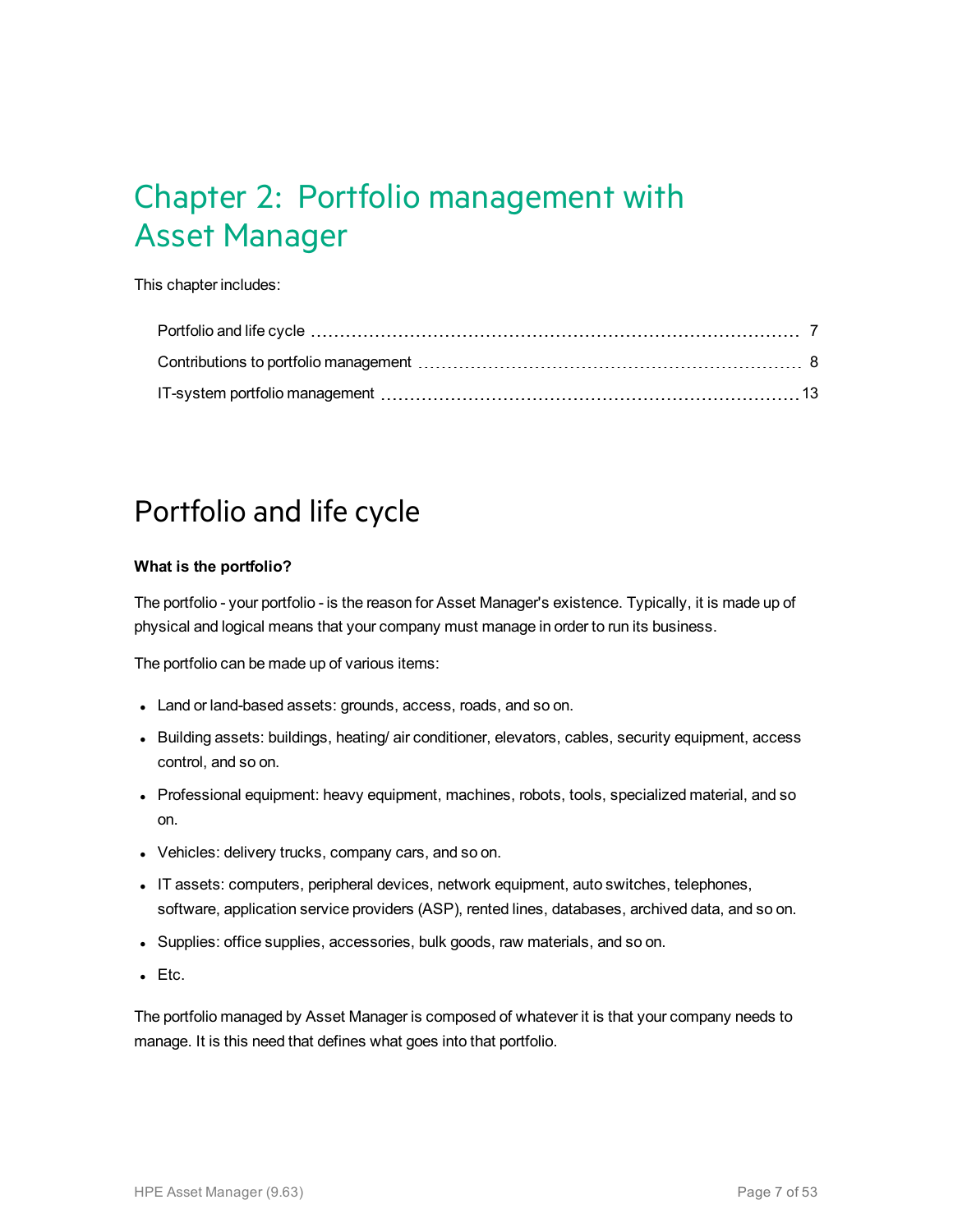# Chapter 2: Portfolio management with Asset Manager

This chapter includes:

- Portfolio and life cycle ... 7
- Contributions to portfolio management ... 8
- IT-system portfolio management ... 13

## Portfolio and life cycle

**What is the portfolio?**

The portfolio - your portfolio - is the reason for Asset Manager's existence. Typically, it is made up of physical and logical means that your company must manage in order to run its business.

The portfolio can be made up of various items:

- Land or land-based assets: grounds, access, roads, and so on.
- Building assets: buildings, heating/ air conditioner, elevators, cables, security equipment, access control, and so on.
- Professional equipment: heavy equipment, machines, robots, tools, specialized material, and so on.
- Vehicles: delivery trucks, company cars, and so on.
- IT assets: computers, peripheral devices, network equipment, auto switches, telephones, software, application service providers (ASP), rented lines, databases, archived data, and so on.
- Supplies: office supplies, accessories, bulk goods, raw materials, and so on.
- Etc.

The portfolio managed by Asset Manager is composed of whatever it is that your company needs to manage. It is this need that defines what goes into that portfolio.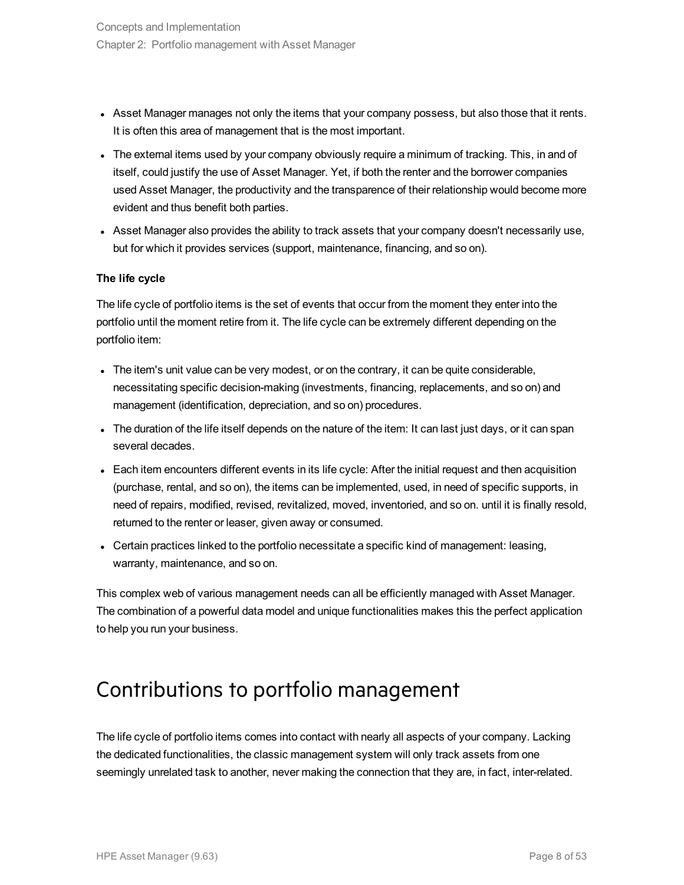- Asset Manager manages not only the items that your company possess, but also those that it rents. It is often this area of management that is the most important.
- The external items used by your company obviously require a minimum of tracking. This, in and of itself, could justify the use of Asset Manager. Yet, if both the renter and the borrower companies used Asset Manager, the productivity and the transparence of their relationship would become more evident and thus benefit both parties.
- Asset Manager also provides the ability to track assets that your company doesn't necessarily use, but for which it provides services (support, maintenance, financing, and so on).

**The life cycle**

The life cycle of portfolio items is the set of events that occur from the moment they enter into the portfolio until the moment retire from it. The life cycle can be extremely different depending on the portfolio item:

- The item's unit value can be very modest, or on the contrary, it can be quite considerable, necessitating specific decision-making (investments, financing, replacements, and so on) and management (identification, depreciation, and so on) procedures.
- The duration of the life itself depends on the nature of the item: It can last just days, or it can span several decades.
- Each item encounters different events in its life cycle: After the initial request and then acquisition (purchase, rental, and so on), the items can be implemented, used, in need of specific supports, in need of repairs, modified, revised, revitalized, moved, inventoried, and so on. until it is finally resold, returned to the renter or leaser, given away or consumed.
- Certain practices linked to the portfolio necessitate a specific kind of management: leasing, warranty, maintenance, and so on.

This complex web of various management needs can all be efficiently managed with Asset Manager. The combination of a powerful data model and unique functionalities makes this the perfect application to help you run your business.

## Contributions to portfolio management

The life cycle of portfolio items comes into contact with nearly all aspects of your company. Lacking the dedicated functionalities, the classic management system will only track assets from one seemingly unrelated task to another, never making the connection that they are, in fact, inter-related.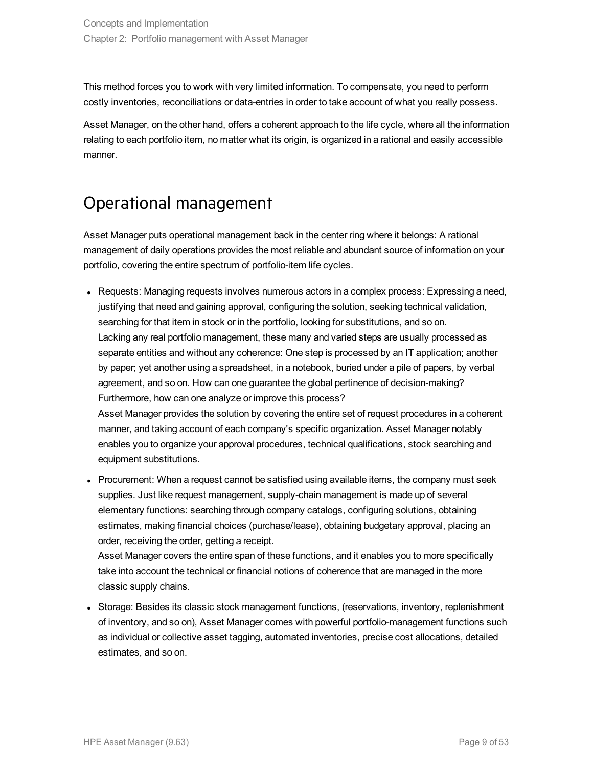This method forces you to work with very limited information. To compensate, you need to perform costly inventories, reconciliations or data-entries in order to take account of what you really possess.

Asset Manager, on the other hand, offers a coherent approach to the life cycle, where all the information relating to each portfolio item, no matter what its origin, is organized in a rational and easily accessible manner.

## Operational management

Asset Manager puts operational management back in the center ring where it belongs: A rational management of daily operations provides the most reliable and abundant source of information on your portfolio, covering the entire spectrum of portfolio-item life cycles.

- Requests: Managing requests involves numerous actors in a complex process: Expressing a need, justifying that need and gaining approval, configuring the solution, seeking technical validation, searching for that item in stock or in the portfolio, looking for substitutions, and so on.
  Lacking any real portfolio management, these many and varied steps are usually processed as separate entities and without any coherence: One step is processed by an IT application; another by paper; yet another using a spreadsheet, in a notebook, buried under a pile of papers, by verbal agreement, and so on. How can one guarantee the global pertinence of decision-making? Furthermore, how can one analyze or improve this process?
  Asset Manager provides the solution by covering the entire set of request procedures in a coherent manner, and taking account of each company's specific organization. Asset Manager notably enables you to organize your approval procedures, technical qualifications, stock searching and equipment substitutions.
- Procurement: When a request cannot be satisfied using available items, the company must seek supplies. Just like request management, supply-chain management is made up of several elementary functions: searching through company catalogs, configuring solutions, obtaining estimates, making financial choices (purchase/lease), obtaining budgetary approval, placing an order, receiving the order, getting a receipt.
  Asset Manager covers the entire span of these functions, and it enables you to more specifically take into account the technical or financial notions of coherence that are managed in the more classic supply chains.
- Storage: Besides its classic stock management functions, (reservations, inventory, replenishment of inventory, and so on), Asset Manager comes with powerful portfolio-management functions such as individual or collective asset tagging, automated inventories, precise cost allocations, detailed estimates, and so on.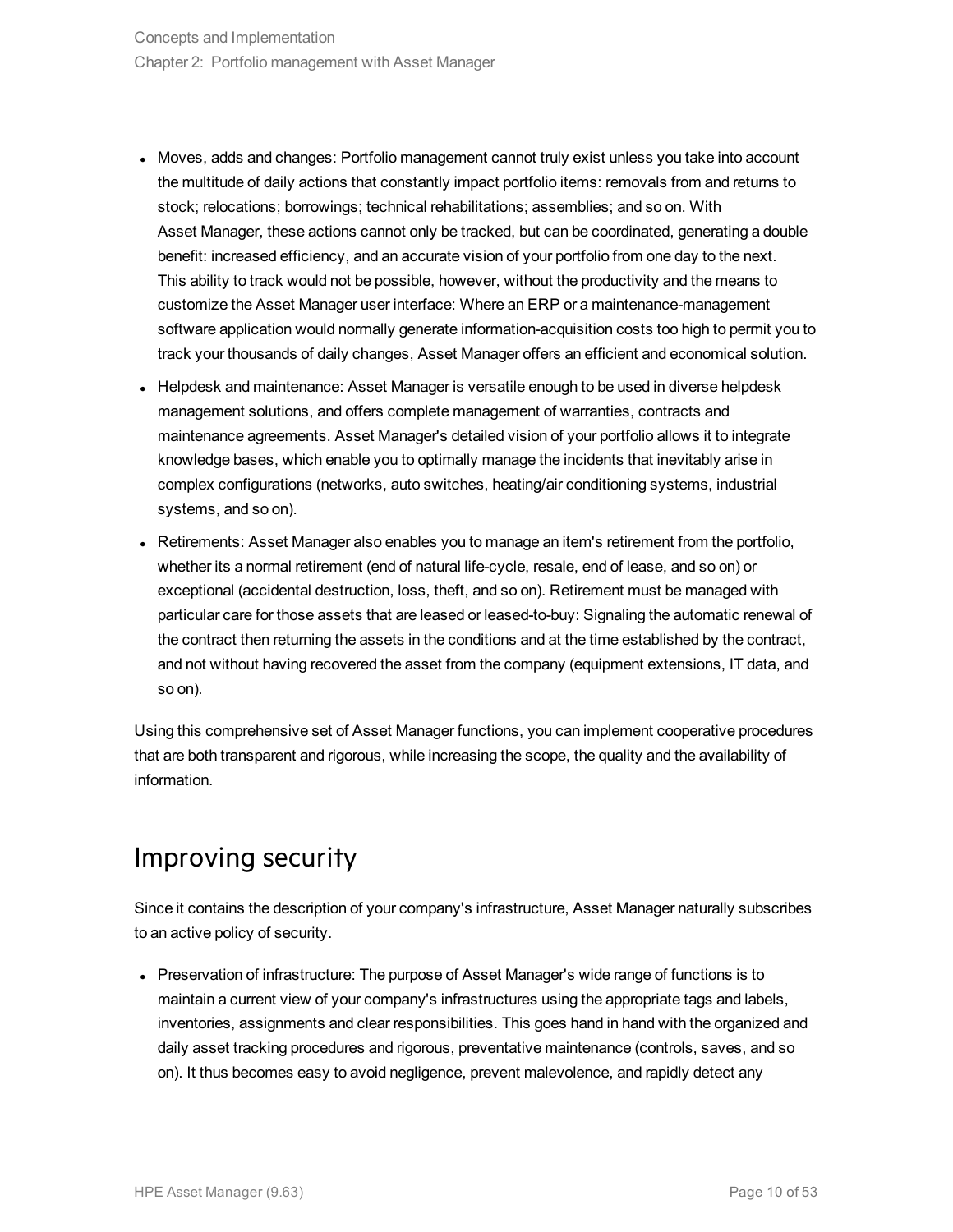- Moves, adds and changes: Portfolio management cannot truly exist unless you take into account the multitude of daily actions that constantly impact portfolio items: removals from and returns to stock; relocations; borrowings; technical rehabilitations; assemblies; and so on. With Asset Manager, these actions cannot only be tracked, but can be coordinated, generating a double benefit: increased efficiency, and an accurate vision of your portfolio from one day to the next. This ability to track would not be possible, however, without the productivity and the means to customize the Asset Manager user interface: Where an ERP or a maintenance-management software application would normally generate information-acquisition costs too high to permit you to track your thousands of daily changes, Asset Manager offers an efficient and economical solution.
- Helpdesk and maintenance: Asset Manager is versatile enough to be used in diverse helpdesk management solutions, and offers complete management of warranties, contracts and maintenance agreements. Asset Manager's detailed vision of your portfolio allows it to integrate knowledge bases, which enable you to optimally manage the incidents that inevitably arise in complex configurations (networks, auto switches, heating/air conditioning systems, industrial systems, and so on).
- Retirements: Asset Manager also enables you to manage an item's retirement from the portfolio, whether its a normal retirement (end of natural life-cycle, resale, end of lease, and so on) or exceptional (accidental destruction, loss, theft, and so on). Retirement must be managed with particular care for those assets that are leased or leased-to-buy: Signaling the automatic renewal of the contract then returning the assets in the conditions and at the time established by the contract, and not without having recovered the asset from the company (equipment extensions, IT data, and so on).

Using this comprehensive set of Asset Manager functions, you can implement cooperative procedures that are both transparent and rigorous, while increasing the scope, the quality and the availability of information.

## Improving security

Since it contains the description of your company's infrastructure, Asset Manager naturally subscribes to an active policy of security.

- Preservation of infrastructure: The purpose of Asset Manager's wide range of functions is to maintain a current view of your company's infrastructures using the appropriate tags and labels, inventories, assignments and clear responsibilities. This goes hand in hand with the organized and daily asset tracking procedures and rigorous, preventative maintenance (controls, saves, and so on). It thus becomes easy to avoid negligence, prevent malevolence, and rapidly detect any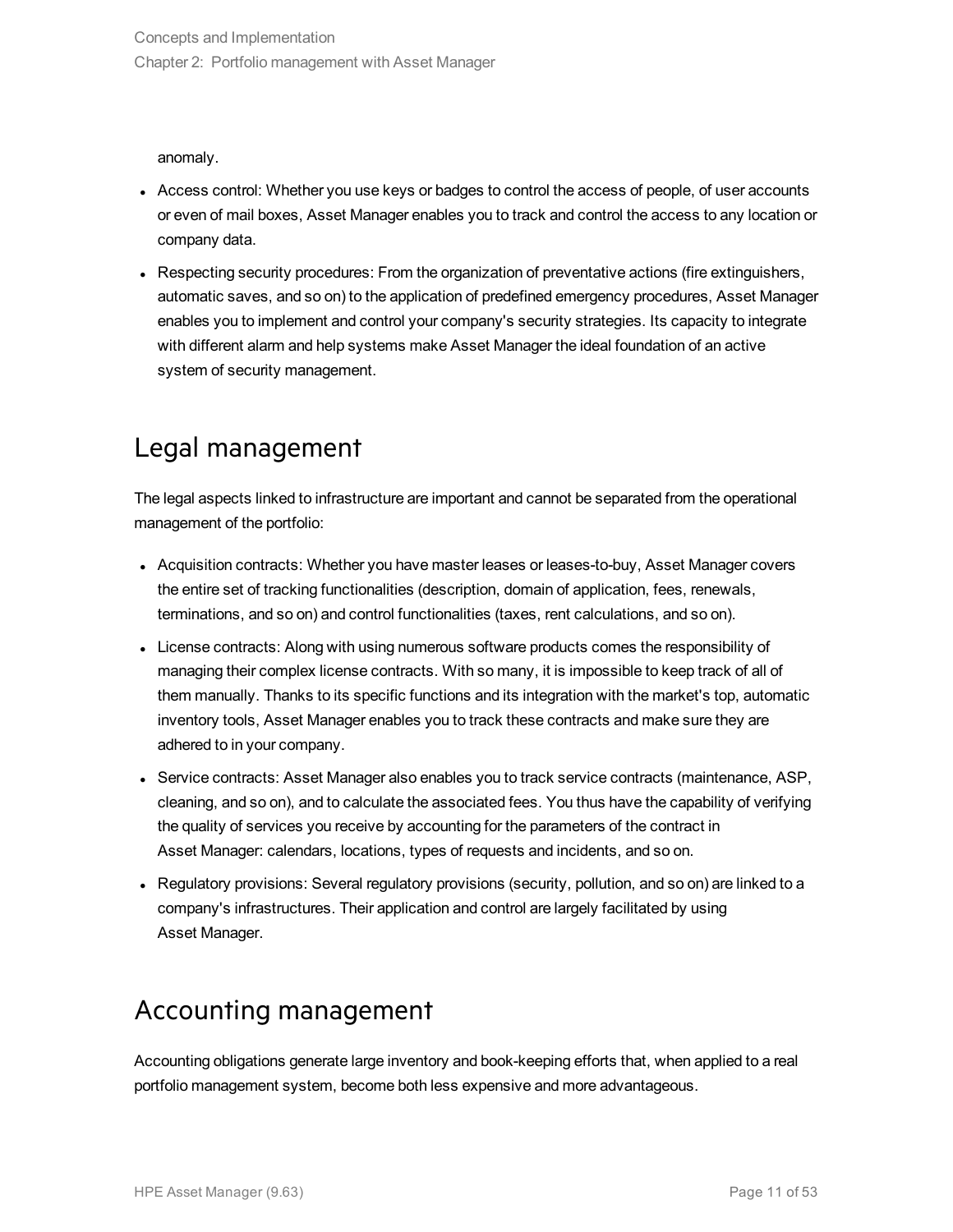anomaly.

- Access control: Whether you use keys or badges to control the access of people, of user accounts or even of mail boxes, Asset Manager enables you to track and control the access to any location or company data.
- Respecting security procedures: From the organization of preventative actions (fire extinguishers, automatic saves, and so on) to the application of predefined emergency procedures, Asset Manager enables you to implement and control your company's security strategies. Its capacity to integrate with different alarm and help systems make Asset Manager the ideal foundation of an active system of security management.

## Legal management

The legal aspects linked to infrastructure are important and cannot be separated from the operational management of the portfolio:

- Acquisition contracts: Whether you have master leases or leases-to-buy, Asset Manager covers the entire set of tracking functionalities (description, domain of application, fees, renewals, terminations, and so on) and control functionalities (taxes, rent calculations, and so on).
- License contracts: Along with using numerous software products comes the responsibility of managing their complex license contracts. With so many, it is impossible to keep track of all of them manually. Thanks to its specific functions and its integration with the market's top, automatic inventory tools, Asset Manager enables you to track these contracts and make sure they are adhered to in your company.
- Service contracts: Asset Manager also enables you to track service contracts (maintenance, ASP, cleaning, and so on), and to calculate the associated fees. You thus have the capability of verifying the quality of services you receive by accounting for the parameters of the contract in Asset Manager: calendars, locations, types of requests and incidents, and so on.
- Regulatory provisions: Several regulatory provisions (security, pollution, and so on) are linked to a company's infrastructures. Their application and control are largely facilitated by using Asset Manager.

## Accounting management

Accounting obligations generate large inventory and book-keeping efforts that, when applied to a real portfolio management system, become both less expensive and more advantageous.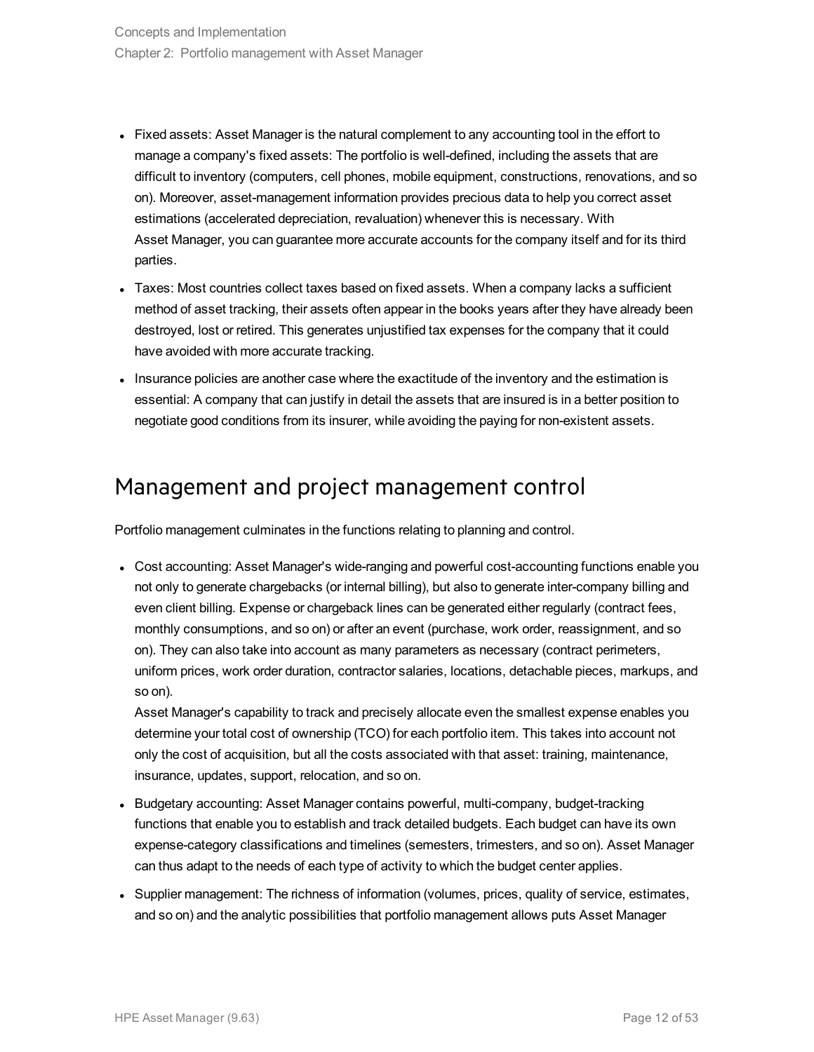- Fixed assets: Asset Manager is the natural complement to any accounting tool in the effort to manage a company's fixed assets: The portfolio is well-defined, including the assets that are difficult to inventory (computers, cell phones, mobile equipment, constructions, renovations, and so on). Moreover, asset-management information provides precious data to help you correct asset estimations (accelerated depreciation, revaluation) whenever this is necessary. With Asset Manager, you can guarantee more accurate accounts for the company itself and for its third parties.
- Taxes: Most countries collect taxes based on fixed assets. When a company lacks a sufficient method of asset tracking, their assets often appear in the books years after they have already been destroyed, lost or retired. This generates unjustified tax expenses for the company that it could have avoided with more accurate tracking.
- Insurance policies are another case where the exactitude of the inventory and the estimation is essential: A company that can justify in detail the assets that are insured is in a better position to negotiate good conditions from its insurer, while avoiding the paying for non-existent assets.

## Management and project management control

Portfolio management culminates in the functions relating to planning and control.

- Cost accounting: Asset Manager's wide-ranging and powerful cost-accounting functions enable you not only to generate chargebacks (or internal billing), but also to generate inter-company billing and even client billing. Expense or chargeback lines can be generated either regularly (contract fees, monthly consumptions, and so on) or after an event (purchase, work order, reassignment, and so on). They can also take into account as many parameters as necessary (contract perimeters, uniform prices, work order duration, contractor salaries, locations, detachable pieces, markups, and so on).
  Asset Manager's capability to track and precisely allocate even the smallest expense enables you determine your total cost of ownership (TCO) for each portfolio item. This takes into account not only the cost of acquisition, but all the costs associated with that asset: training, maintenance, insurance, updates, support, relocation, and so on.
- Budgetary accounting: Asset Manager contains powerful, multi-company, budget-tracking functions that enable you to establish and track detailed budgets. Each budget can have its own expense-category classifications and timelines (semesters, trimesters, and so on). Asset Manager can thus adapt to the needs of each type of activity to which the budget center applies.
- Supplier management: The richness of information (volumes, prices, quality of service, estimates, and so on) and the analytic possibilities that portfolio management allows puts Asset Manager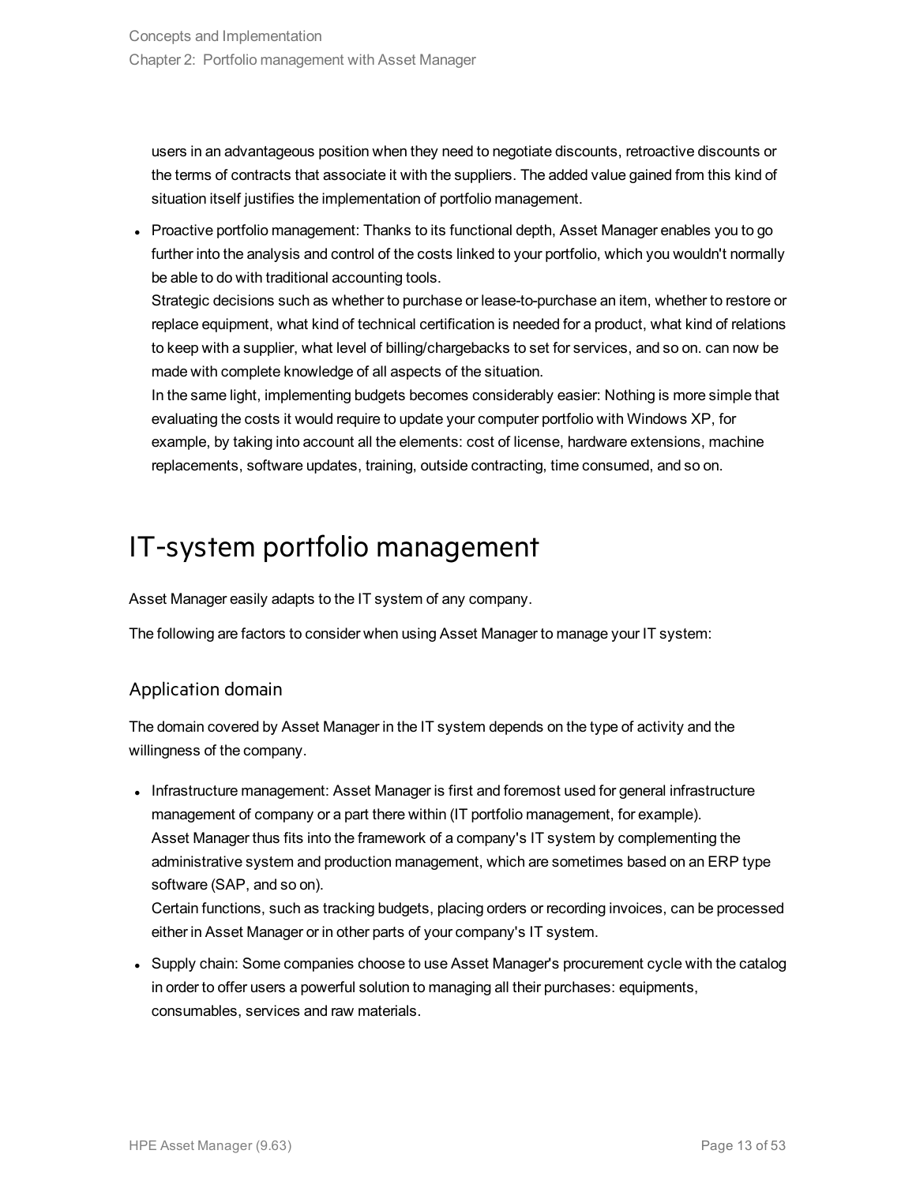users in an advantageous position when they need to negotiate discounts, retroactive discounts or the terms of contracts that associate it with the suppliers. The added value gained from this kind of situation itself justifies the implementation of portfolio management.

- Proactive portfolio management: Thanks to its functional depth, Asset Manager enables you to go further into the analysis and control of the costs linked to your portfolio, which you wouldn't normally be able to do with traditional accounting tools.
  Strategic decisions such as whether to purchase or lease-to-purchase an item, whether to restore or replace equipment, what kind of technical certification is needed for a product, what kind of relations to keep with a supplier, what level of billing/chargebacks to set for services, and so on. can now be made with complete knowledge of all aspects of the situation.
  In the same light, implementing budgets becomes considerably easier: Nothing is more simple that evaluating the costs it would require to update your computer portfolio with Windows XP, for example, by taking into account all the elements: cost of license, hardware extensions, machine replacements, software updates, training, outside contracting, time consumed, and so on.

# IT-system portfolio management

Asset Manager easily adapts to the IT system of any company.

The following are factors to consider when using Asset Manager to manage your IT system:

## Application domain

The domain covered by Asset Manager in the IT system depends on the type of activity and the willingness of the company.

- Infrastructure management: Asset Manager is first and foremost used for general infrastructure management of company or a part there within (IT portfolio management, for example).
  Asset Manager thus fits into the framework of a company's IT system by complementing the administrative system and production management, which are sometimes based on an ERP type software (SAP, and so on).
  Certain functions, such as tracking budgets, placing orders or recording invoices, can be processed either in Asset Manager or in other parts of your company's IT system.
- Supply chain: Some companies choose to use Asset Manager's procurement cycle with the catalog in order to offer users a powerful solution to managing all their purchases: equipments, consumables, services and raw materials.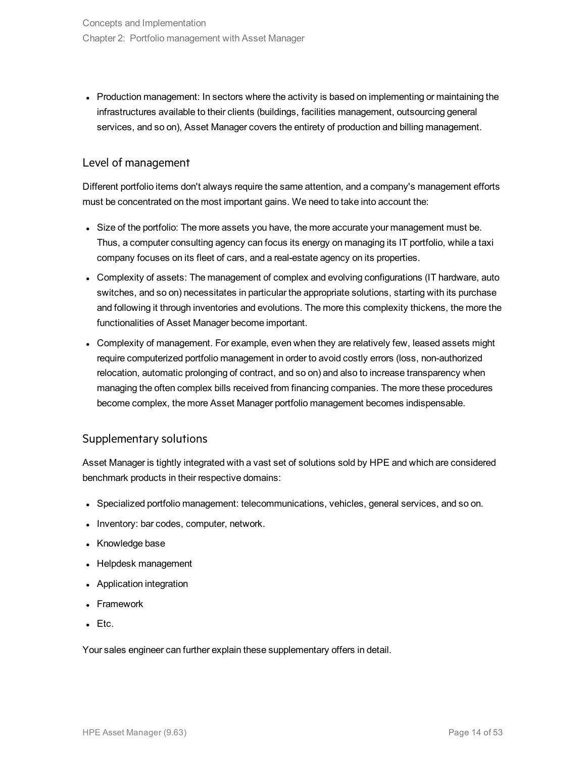- Production management: In sectors where the activity is based on implementing or maintaining the infrastructures available to their clients (buildings, facilities management, outsourcing general services, and so on), Asset Manager covers the entirety of production and billing management.

## Level of management

Different portfolio items don't always require the same attention, and a company's management efforts must be concentrated on the most important gains. We need to take into account the:

- Size of the portfolio: The more assets you have, the more accurate your management must be. Thus, a computer consulting agency can focus its energy on managing its IT portfolio, while a taxi company focuses on its fleet of cars, and a real-estate agency on its properties.
- Complexity of assets: The management of complex and evolving configurations (IT hardware, auto switches, and so on) necessitates in particular the appropriate solutions, starting with its purchase and following it through inventories and evolutions. The more this complexity thickens, the more the functionalities of Asset Manager become important.
- Complexity of management. For example, even when they are relatively few, leased assets might require computerized portfolio management in order to avoid costly errors (loss, non-authorized relocation, automatic prolonging of contract, and so on) and also to increase transparency when managing the often complex bills received from financing companies. The more these procedures become complex, the more Asset Manager portfolio management becomes indispensable.

## Supplementary solutions

Asset Manager is tightly integrated with a vast set of solutions sold by HPE and which are considered benchmark products in their respective domains:

- Specialized portfolio management: telecommunications, vehicles, general services, and so on.
- Inventory: bar codes, computer, network.
- Knowledge base
- Helpdesk management
- Application integration
- Framework
- Etc.

Your sales engineer can further explain these supplementary offers in detail.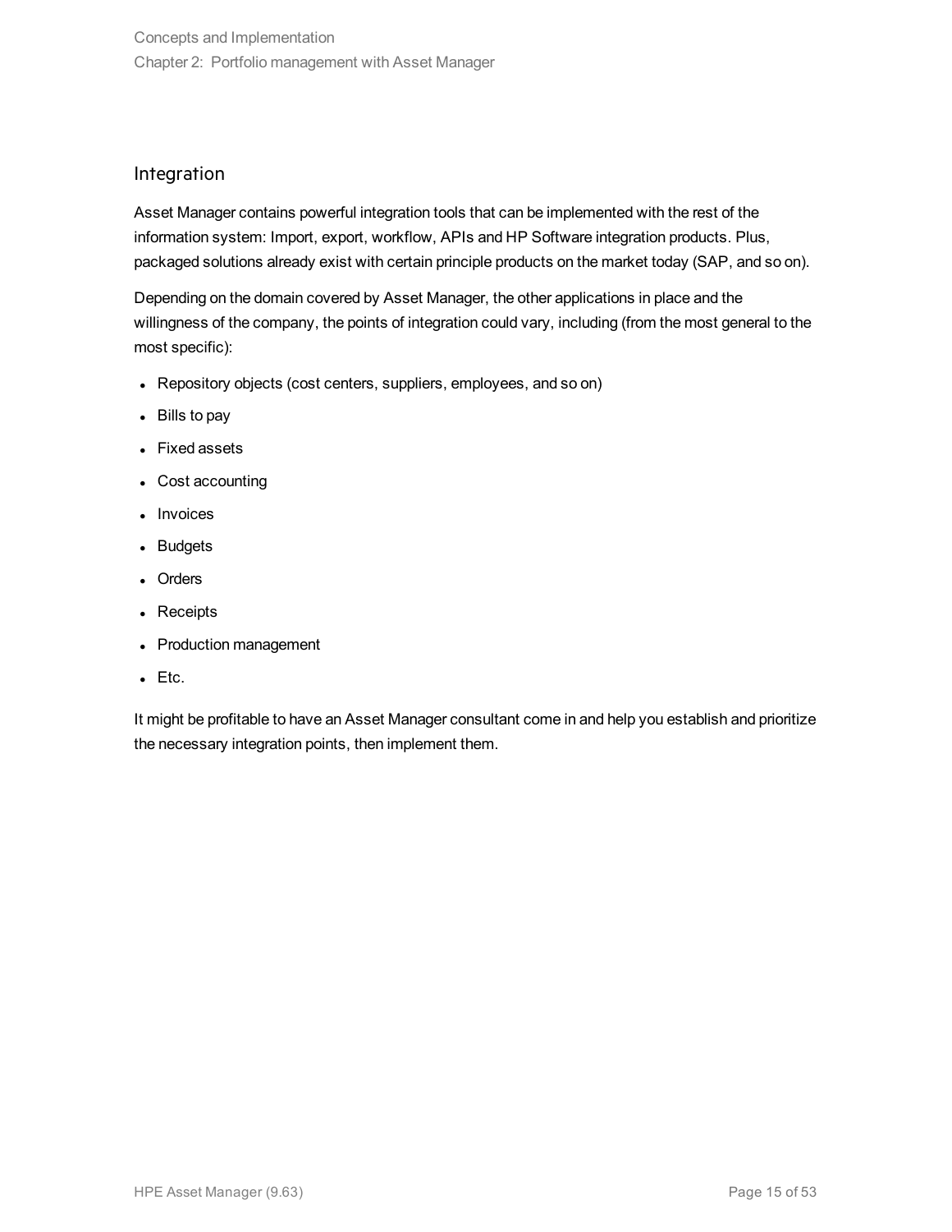## Integration

Asset Manager contains powerful integration tools that can be implemented with the rest of the information system: Import, export, workflow, APIs and HP Software integration products. Plus, packaged solutions already exist with certain principle products on the market today (SAP, and so on).

Depending on the domain covered by Asset Manager, the other applications in place and the willingness of the company, the points of integration could vary, including (from the most general to the most specific):

- Repository objects (cost centers, suppliers, employees, and so on)
- Bills to pay
- Fixed assets
- Cost accounting
- Invoices
- Budgets
- Orders
- Receipts
- Production management
- Etc.

It might be profitable to have an Asset Manager consultant come in and help you establish and prioritize the necessary integration points, then implement them.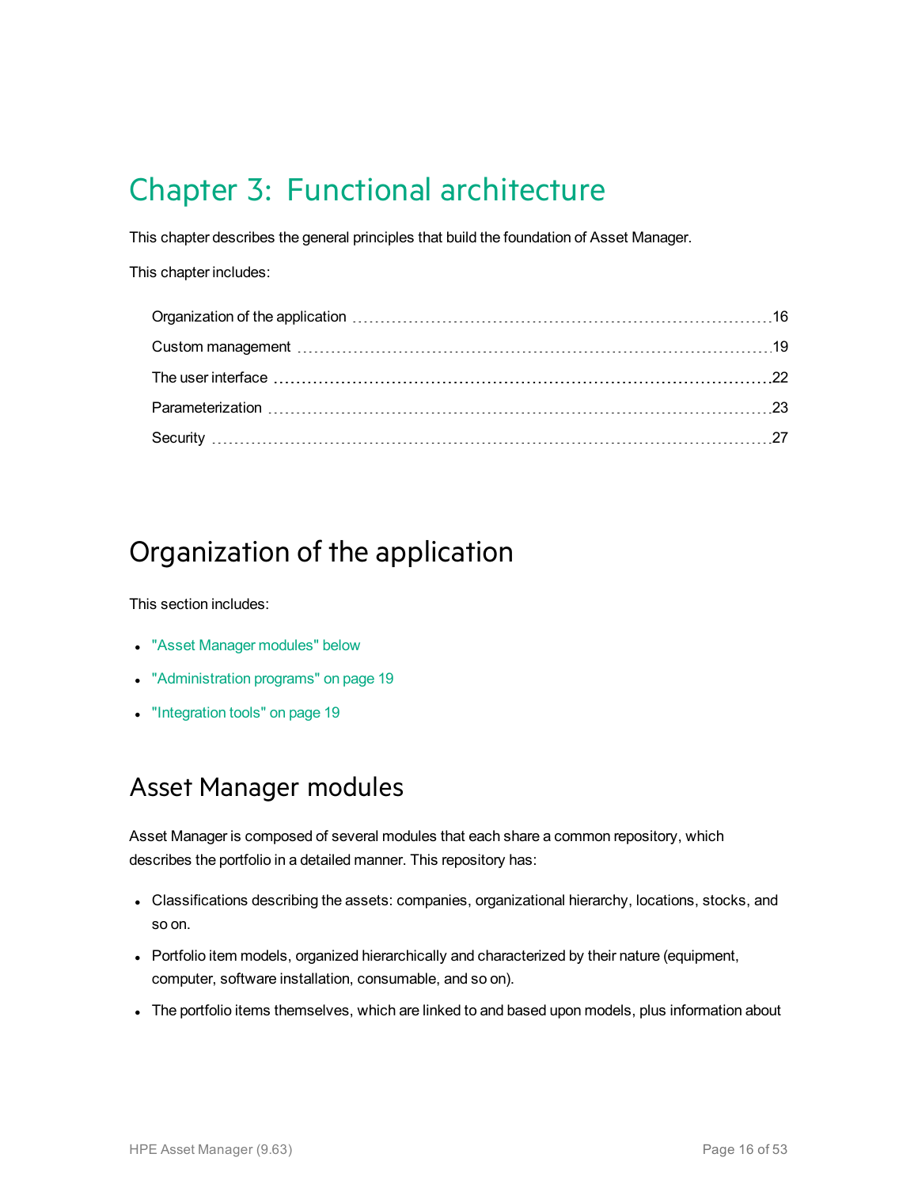# Chapter 3: Functional architecture

This chapter describes the general principles that build the foundation of Asset Manager.

This chapter includes:

| | |
|---|---|
| Organization of the application | 16 |
| Custom management | 19 |
| The user interface | 22 |
| Parameterization | 23 |
| Security | 27 |

## Organization of the application

This section includes:

- "Asset Manager modules" below
- "Administration programs" on page 19
- "Integration tools" on page 19

### Asset Manager modules

Asset Manager is composed of several modules that each share a common repository, which describes the portfolio in a detailed manner. This repository has:

- Classifications describing the assets: companies, organizational hierarchy, locations, stocks, and so on.
- Portfolio item models, organized hierarchically and characterized by their nature (equipment, computer, software installation, consumable, and so on).
- The portfolio items themselves, which are linked to and based upon models, plus information about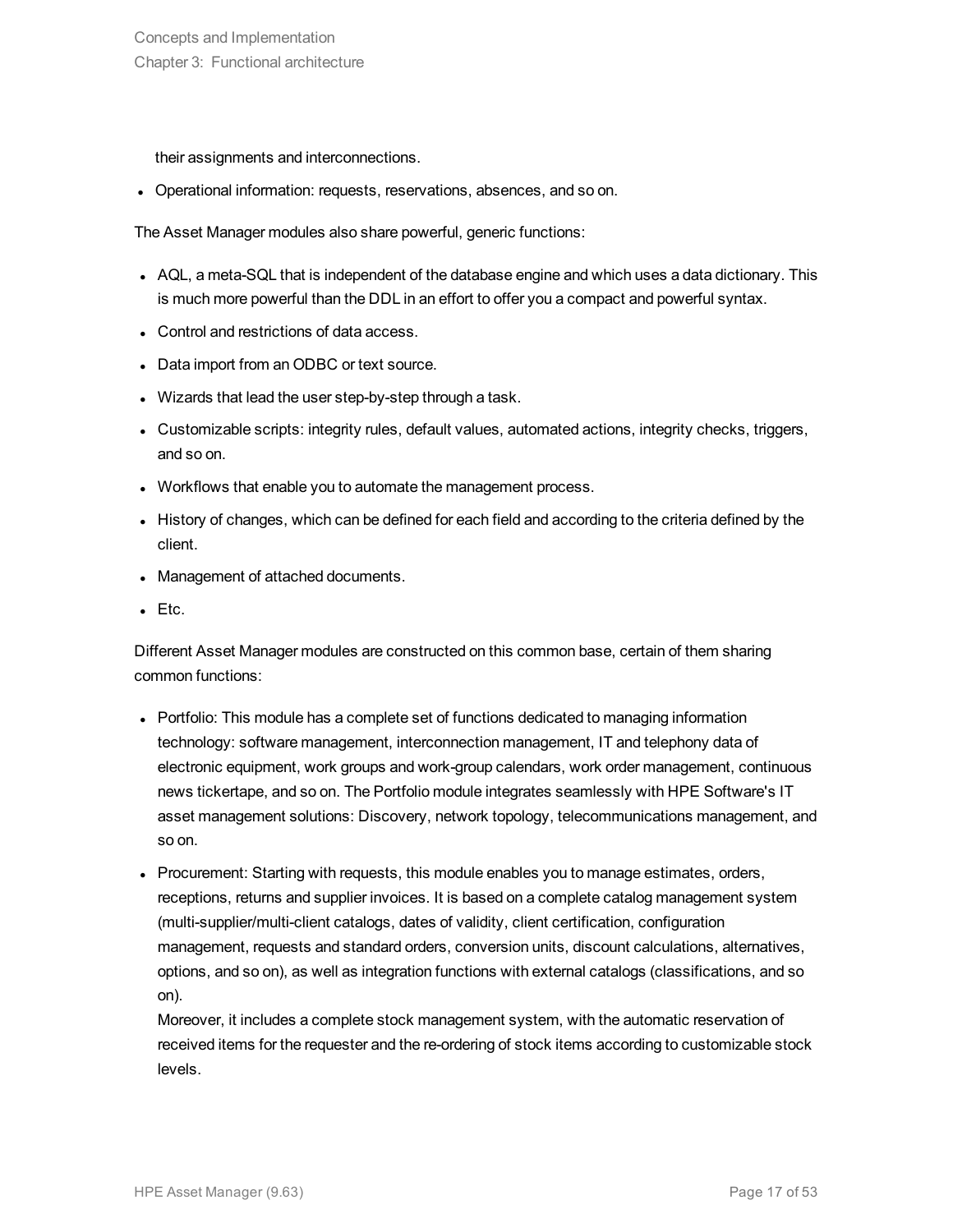their assignments and interconnections.

- Operational information: requests, reservations, absences, and so on.

The Asset Manager modules also share powerful, generic functions:

- AQL, a meta-SQL that is independent of the database engine and which uses a data dictionary. This is much more powerful than the DDL in an effort to offer you a compact and powerful syntax.
- Control and restrictions of data access.
- Data import from an ODBC or text source.
- Wizards that lead the user step-by-step through a task.
- Customizable scripts: integrity rules, default values, automated actions, integrity checks, triggers, and so on.
- Workflows that enable you to automate the management process.
- History of changes, which can be defined for each field and according to the criteria defined by the client.
- Management of attached documents.
- Etc.

Different Asset Manager modules are constructed on this common base, certain of them sharing common functions:

- Portfolio: This module has a complete set of functions dedicated to managing information technology: software management, interconnection management, IT and telephony data of electronic equipment, work groups and work-group calendars, work order management, continuous news tickertape, and so on. The Portfolio module integrates seamlessly with HPE Software's IT asset management solutions: Discovery, network topology, telecommunications management, and so on.
- Procurement: Starting with requests, this module enables you to manage estimates, orders, receptions, returns and supplier invoices. It is based on a complete catalog management system (multi-supplier/multi-client catalogs, dates of validity, client certification, configuration management, requests and standard orders, conversion units, discount calculations, alternatives, options, and so on), as well as integration functions with external catalogs (classifications, and so on).

  Moreover, it includes a complete stock management system, with the automatic reservation of received items for the requester and the re-ordering of stock items according to customizable stock levels.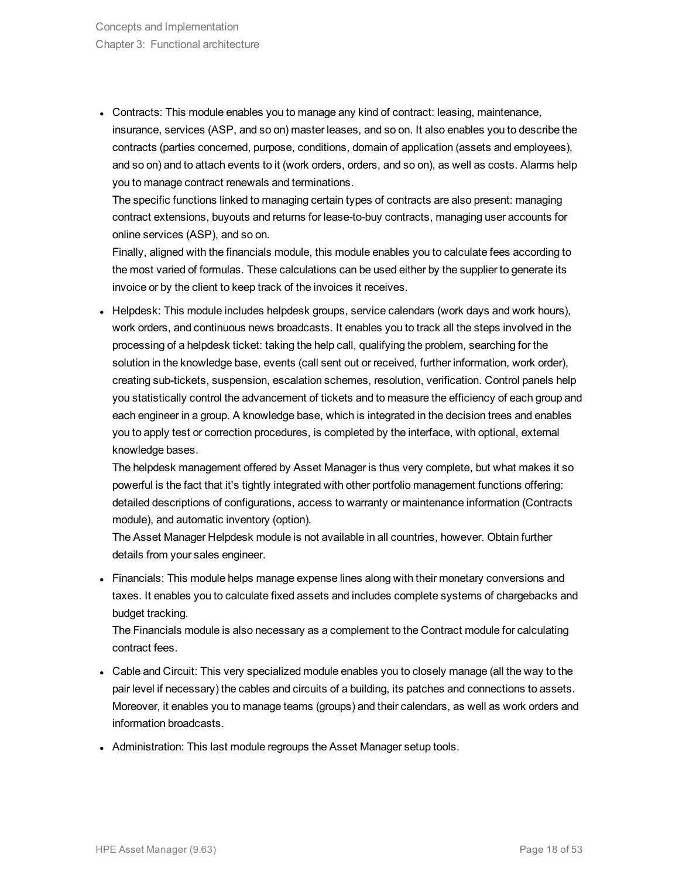- Contracts: This module enables you to manage any kind of contract: leasing, maintenance, insurance, services (ASP, and so on) master leases, and so on. It also enables you to describe the contracts (parties concerned, purpose, conditions, domain of application (assets and employees), and so on) and to attach events to it (work orders, orders, and so on), as well as costs. Alarms help you to manage contract renewals and terminations.
  The specific functions linked to managing certain types of contracts are also present: managing contract extensions, buyouts and returns for lease-to-buy contracts, managing user accounts for online services (ASP), and so on.
  Finally, aligned with the financials module, this module enables you to calculate fees according to the most varied of formulas. These calculations can be used either by the supplier to generate its invoice or by the client to keep track of the invoices it receives.
- Helpdesk: This module includes helpdesk groups, service calendars (work days and work hours), work orders, and continuous news broadcasts. It enables you to track all the steps involved in the processing of a helpdesk ticket: taking the help call, qualifying the problem, searching for the solution in the knowledge base, events (call sent out or received, further information, work order), creating sub-tickets, suspension, escalation schemes, resolution, verification. Control panels help you statistically control the advancement of tickets and to measure the efficiency of each group and each engineer in a group. A knowledge base, which is integrated in the decision trees and enables you to apply test or correction procedures, is completed by the interface, with optional, external knowledge bases.
  The helpdesk management offered by Asset Manager is thus very complete, but what makes it so powerful is the fact that it's tightly integrated with other portfolio management functions offering: detailed descriptions of configurations, access to warranty or maintenance information (Contracts module), and automatic inventory (option).
  The Asset Manager Helpdesk module is not available in all countries, however. Obtain further details from your sales engineer.
- Financials: This module helps manage expense lines along with their monetary conversions and taxes. It enables you to calculate fixed assets and includes complete systems of chargebacks and budget tracking.
  The Financials module is also necessary as a complement to the Contract module for calculating contract fees.
- Cable and Circuit: This very specialized module enables you to closely manage (all the way to the pair level if necessary) the cables and circuits of a building, its patches and connections to assets. Moreover, it enables you to manage teams (groups) and their calendars, as well as work orders and information broadcasts.
- Administration: This last module regroups the Asset Manager setup tools.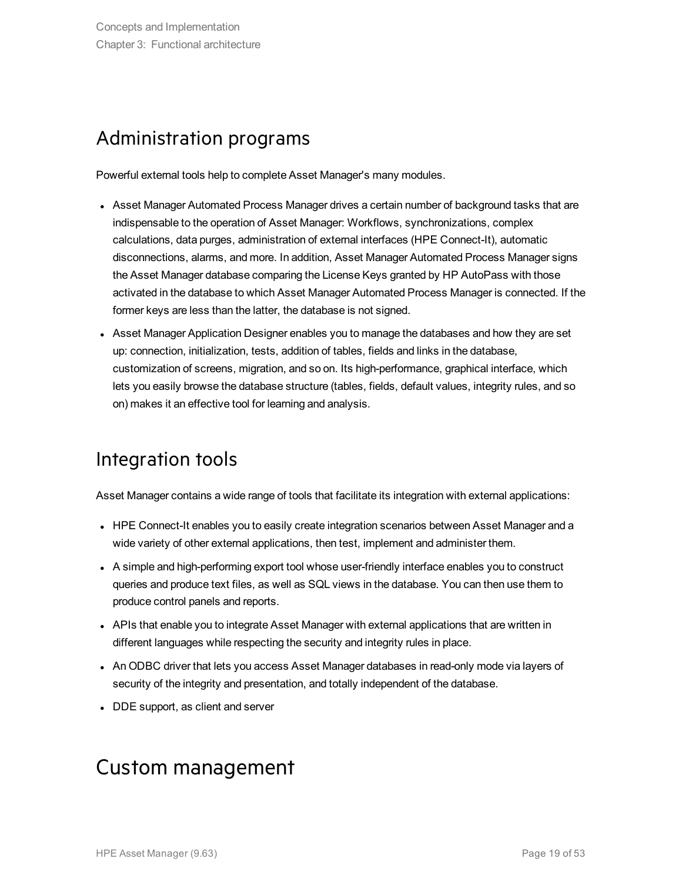## Administration programs

Powerful external tools help to complete Asset Manager's many modules.

- Asset Manager Automated Process Manager drives a certain number of background tasks that are indispensable to the operation of Asset Manager: Workflows, synchronizations, complex calculations, data purges, administration of external interfaces (HPE Connect-It), automatic disconnections, alarms, and more. In addition, Asset Manager Automated Process Manager signs the Asset Manager database comparing the License Keys granted by HP AutoPass with those activated in the database to which Asset Manager Automated Process Manager is connected. If the former keys are less than the latter, the database is not signed.
- Asset Manager Application Designer enables you to manage the databases and how they are set up: connection, initialization, tests, addition of tables, fields and links in the database, customization of screens, migration, and so on. Its high-performance, graphical interface, which lets you easily browse the database structure (tables, fields, default values, integrity rules, and so on) makes it an effective tool for learning and analysis.

## Integration tools

Asset Manager contains a wide range of tools that facilitate its integration with external applications:

- HPE Connect-It enables you to easily create integration scenarios between Asset Manager and a wide variety of other external applications, then test, implement and administer them.
- A simple and high-performing export tool whose user-friendly interface enables you to construct queries and produce text files, as well as SQL views in the database. You can then use them to produce control panels and reports.
- APIs that enable you to integrate Asset Manager with external applications that are written in different languages while respecting the security and integrity rules in place.
- An ODBC driver that lets you access Asset Manager databases in read-only mode via layers of security of the integrity and presentation, and totally independent of the database.
- DDE support, as client and server

# Custom management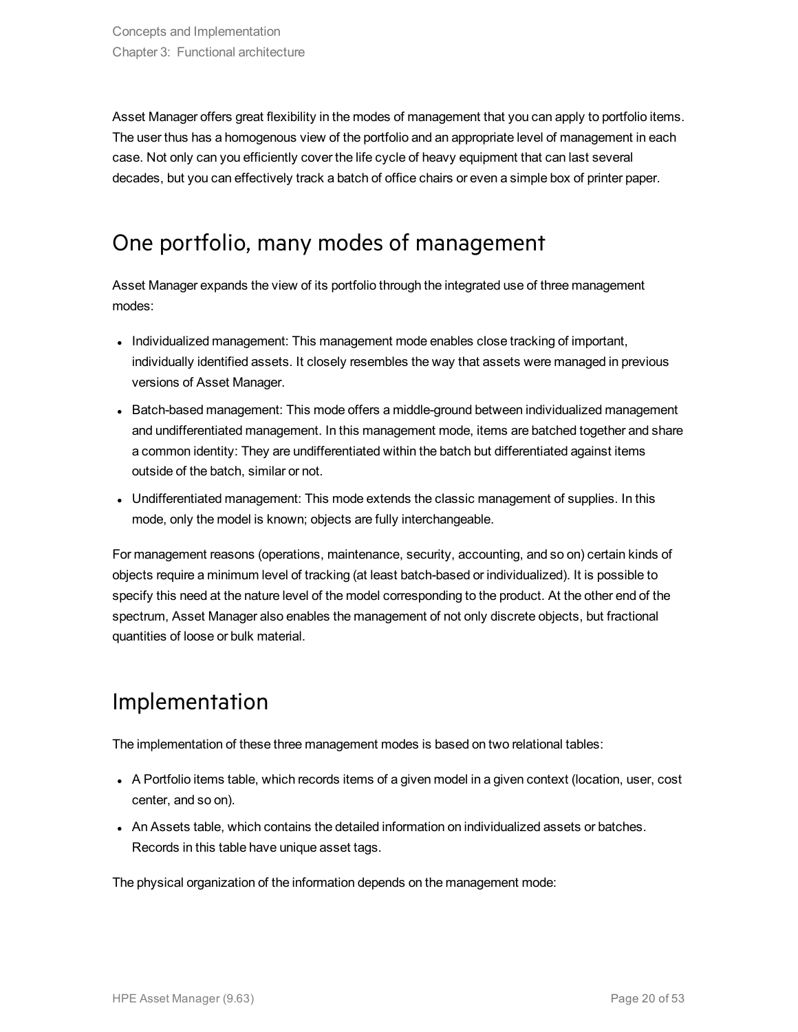Asset Manager offers great flexibility in the modes of management that you can apply to portfolio items. The user thus has a homogenous view of the portfolio and an appropriate level of management in each case. Not only can you efficiently cover the life cycle of heavy equipment that can last several decades, but you can effectively track a batch of office chairs or even a simple box of printer paper.

## One portfolio, many modes of management

Asset Manager expands the view of its portfolio through the integrated use of three management modes:

- Individualized management: This management mode enables close tracking of important, individually identified assets. It closely resembles the way that assets were managed in previous versions of Asset Manager.
- Batch-based management: This mode offers a middle-ground between individualized management and undifferentiated management. In this management mode, items are batched together and share a common identity: They are undifferentiated within the batch but differentiated against items outside of the batch, similar or not.
- Undifferentiated management: This mode extends the classic management of supplies. In this mode, only the model is known; objects are fully interchangeable.

For management reasons (operations, maintenance, security, accounting, and so on) certain kinds of objects require a minimum level of tracking (at least batch-based or individualized). It is possible to specify this need at the nature level of the model corresponding to the product. At the other end of the spectrum, Asset Manager also enables the management of not only discrete objects, but fractional quantities of loose or bulk material.

## Implementation

The implementation of these three management modes is based on two relational tables:

- A Portfolio items table, which records items of a given model in a given context (location, user, cost center, and so on).
- An Assets table, which contains the detailed information on individualized assets or batches. Records in this table have unique asset tags.

The physical organization of the information depends on the management mode: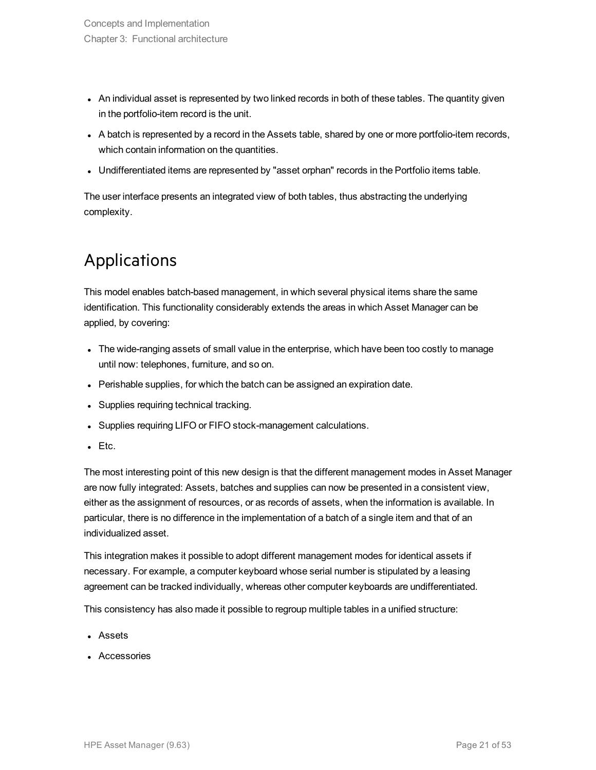- An individual asset is represented by two linked records in both of these tables. The quantity given in the portfolio-item record is the unit.
- A batch is represented by a record in the Assets table, shared by one or more portfolio-item records, which contain information on the quantities.
- Undifferentiated items are represented by "asset orphan" records in the Portfolio items table.

The user interface presents an integrated view of both tables, thus abstracting the underlying complexity.

## Applications

This model enables batch-based management, in which several physical items share the same identification. This functionality considerably extends the areas in which Asset Manager can be applied, by covering:

- The wide-ranging assets of small value in the enterprise, which have been too costly to manage until now: telephones, furniture, and so on.
- Perishable supplies, for which the batch can be assigned an expiration date.
- Supplies requiring technical tracking.
- Supplies requiring LIFO or FIFO stock-management calculations.
- Etc.

The most interesting point of this new design is that the different management modes in Asset Manager are now fully integrated: Assets, batches and supplies can now be presented in a consistent view, either as the assignment of resources, or as records of assets, when the information is available. In particular, there is no difference in the implementation of a batch of a single item and that of an individualized asset.

This integration makes it possible to adopt different management modes for identical assets if necessary. For example, a computer keyboard whose serial number is stipulated by a leasing agreement can be tracked individually, whereas other computer keyboards are undifferentiated.

This consistency has also made it possible to regroup multiple tables in a unified structure:

- Assets
- Accessories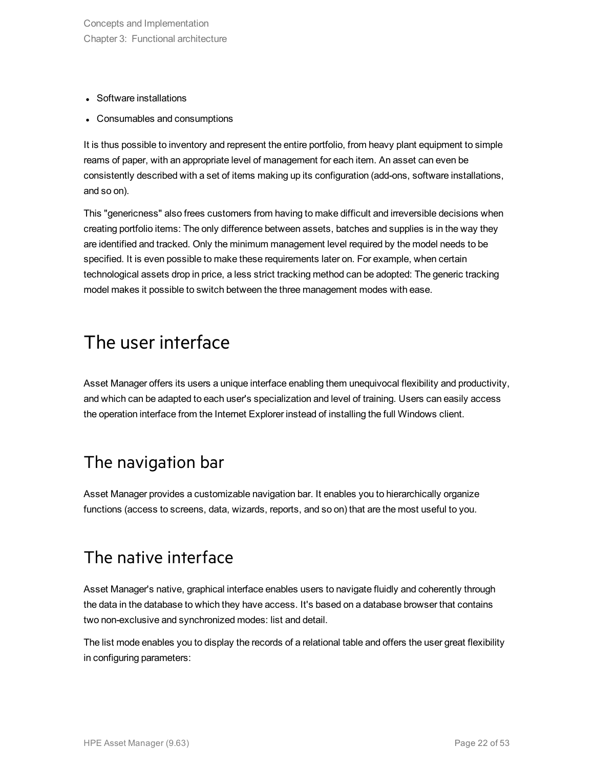- Software installations
- Consumables and consumptions

It is thus possible to inventory and represent the entire portfolio, from heavy plant equipment to simple reams of paper, with an appropriate level of management for each item. An asset can even be consistently described with a set of items making up its configuration (add-ons, software installations, and so on).

This "genericness" also frees customers from having to make difficult and irreversible decisions when creating portfolio items: The only difference between assets, batches and supplies is in the way they are identified and tracked. Only the minimum management level required by the model needs to be specified. It is even possible to make these requirements later on. For example, when certain technological assets drop in price, a less strict tracking method can be adopted: The generic tracking model makes it possible to switch between the three management modes with ease.

## The user interface

Asset Manager offers its users a unique interface enabling them unequivocal flexibility and productivity, and which can be adapted to each user's specialization and level of training. Users can easily access the operation interface from the Internet Explorer instead of installing the full Windows client.

### The navigation bar

Asset Manager provides a customizable navigation bar. It enables you to hierarchically organize functions (access to screens, data, wizards, reports, and so on) that are the most useful to you.

### The native interface

Asset Manager's native, graphical interface enables users to navigate fluidly and coherently through the data in the database to which they have access. It's based on a database browser that contains two non-exclusive and synchronized modes: list and detail.

The list mode enables you to display the records of a relational table and offers the user great flexibility in configuring parameters: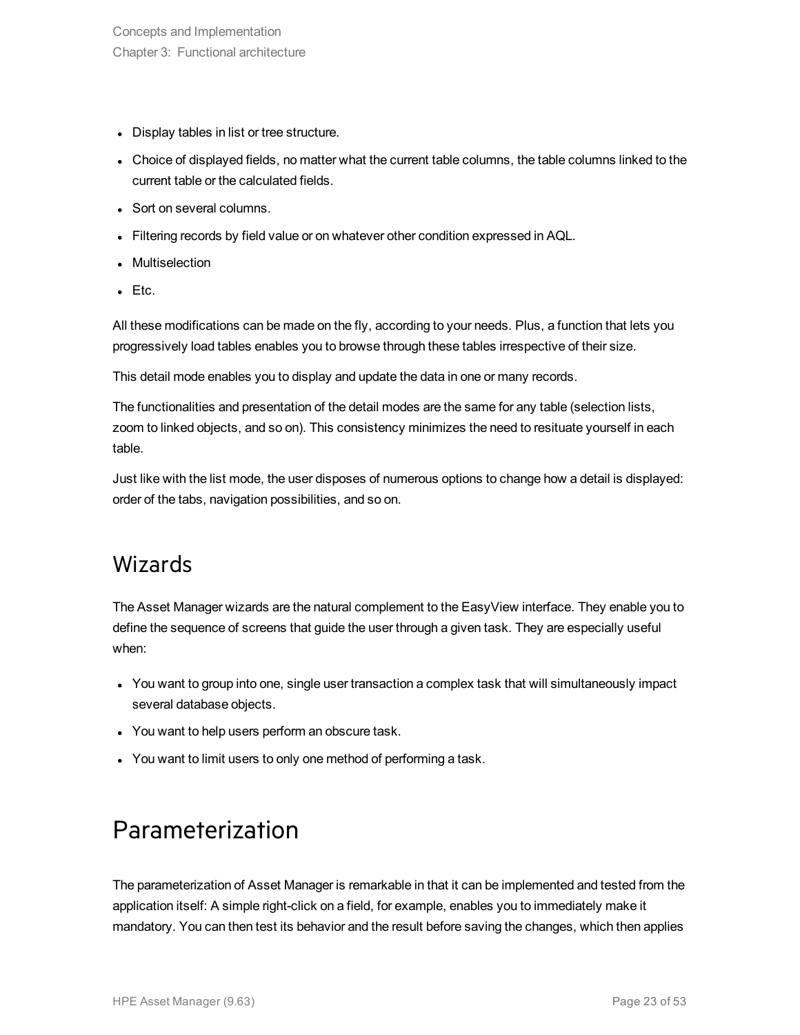- Display tables in list or tree structure.
- Choice of displayed fields, no matter what the current table columns, the table columns linked to the current table or the calculated fields.
- Sort on several columns.
- Filtering records by field value or on whatever other condition expressed in AQL.
- Multiselection
- Etc.

All these modifications can be made on the fly, according to your needs. Plus, a function that lets you progressively load tables enables you to browse through these tables irrespective of their size.

This detail mode enables you to display and update the data in one or many records.

The functionalities and presentation of the detail modes are the same for any table (selection lists, zoom to linked objects, and so on). This consistency minimizes the need to resituate yourself in each table.

Just like with the list mode, the user disposes of numerous options to change how a detail is displayed: order of the tabs, navigation possibilities, and so on.

## Wizards

The Asset Manager wizards are the natural complement to the EasyView interface. They enable you to define the sequence of screens that guide the user through a given task. They are especially useful when:

- You want to group into one, single user transaction a complex task that will simultaneously impact several database objects.
- You want to help users perform an obscure task.
- You want to limit users to only one method of performing a task.

# Parameterization

The parameterization of Asset Manager is remarkable in that it can be implemented and tested from the application itself: A simple right-click on a field, for example, enables you to immediately make it mandatory. You can then test its behavior and the result before saving the changes, which then applies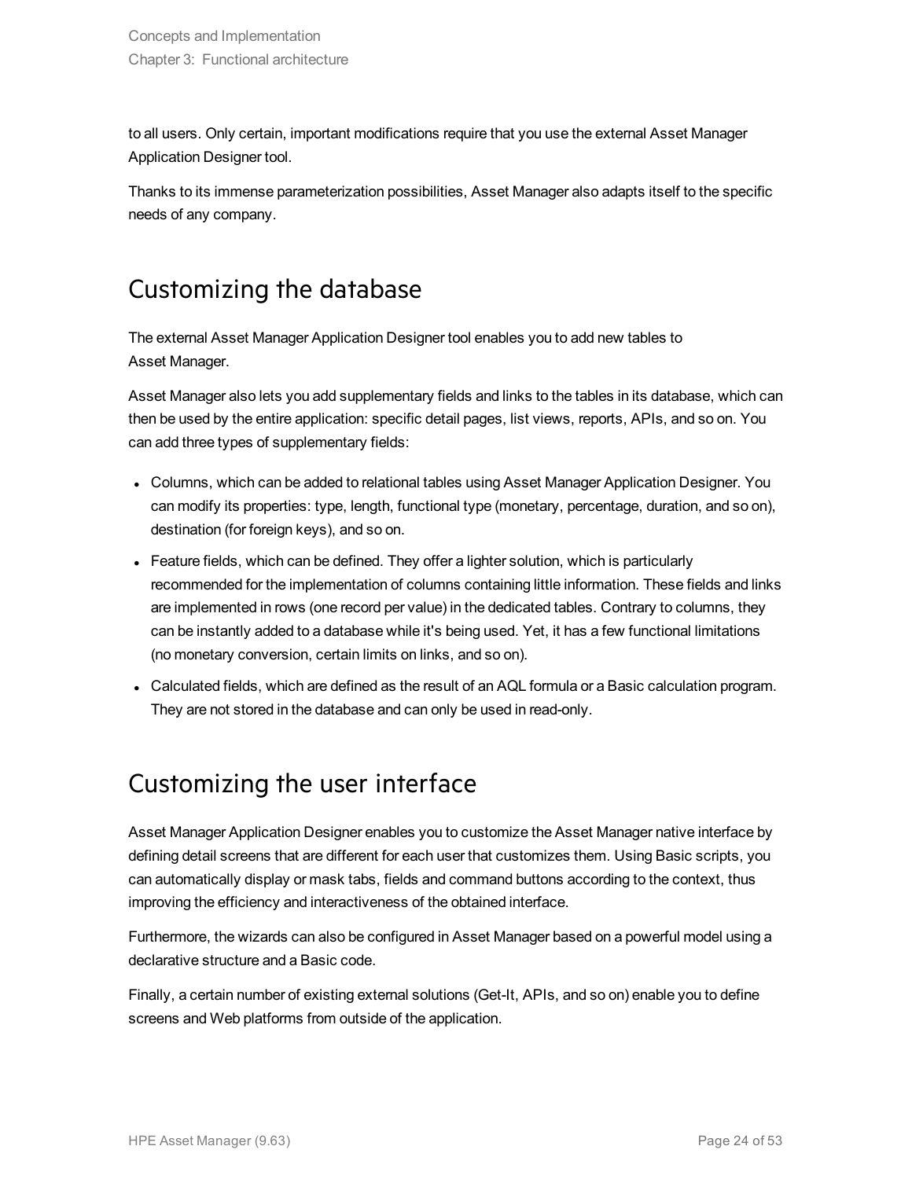to all users. Only certain, important modifications require that you use the external Asset Manager Application Designer tool.

Thanks to its immense parameterization possibilities, Asset Manager also adapts itself to the specific needs of any company.

## Customizing the database

The external Asset Manager Application Designer tool enables you to add new tables to Asset Manager.

Asset Manager also lets you add supplementary fields and links to the tables in its database, which can then be used by the entire application: specific detail pages, list views, reports, APIs, and so on. You can add three types of supplementary fields:

- Columns, which can be added to relational tables using Asset Manager Application Designer. You can modify its properties: type, length, functional type (monetary, percentage, duration, and so on), destination (for foreign keys), and so on.
- Feature fields, which can be defined. They offer a lighter solution, which is particularly recommended for the implementation of columns containing little information. These fields and links are implemented in rows (one record per value) in the dedicated tables. Contrary to columns, they can be instantly added to a database while it's being used. Yet, it has a few functional limitations (no monetary conversion, certain limits on links, and so on).
- Calculated fields, which are defined as the result of an AQL formula or a Basic calculation program. They are not stored in the database and can only be used in read-only.

## Customizing the user interface

Asset Manager Application Designer enables you to customize the Asset Manager native interface by defining detail screens that are different for each user that customizes them. Using Basic scripts, you can automatically display or mask tabs, fields and command buttons according to the context, thus improving the efficiency and interactiveness of the obtained interface.

Furthermore, the wizards can also be configured in Asset Manager based on a powerful model using a declarative structure and a Basic code.

Finally, a certain number of existing external solutions (Get-It, APIs, and so on) enable you to define screens and Web platforms from outside of the application.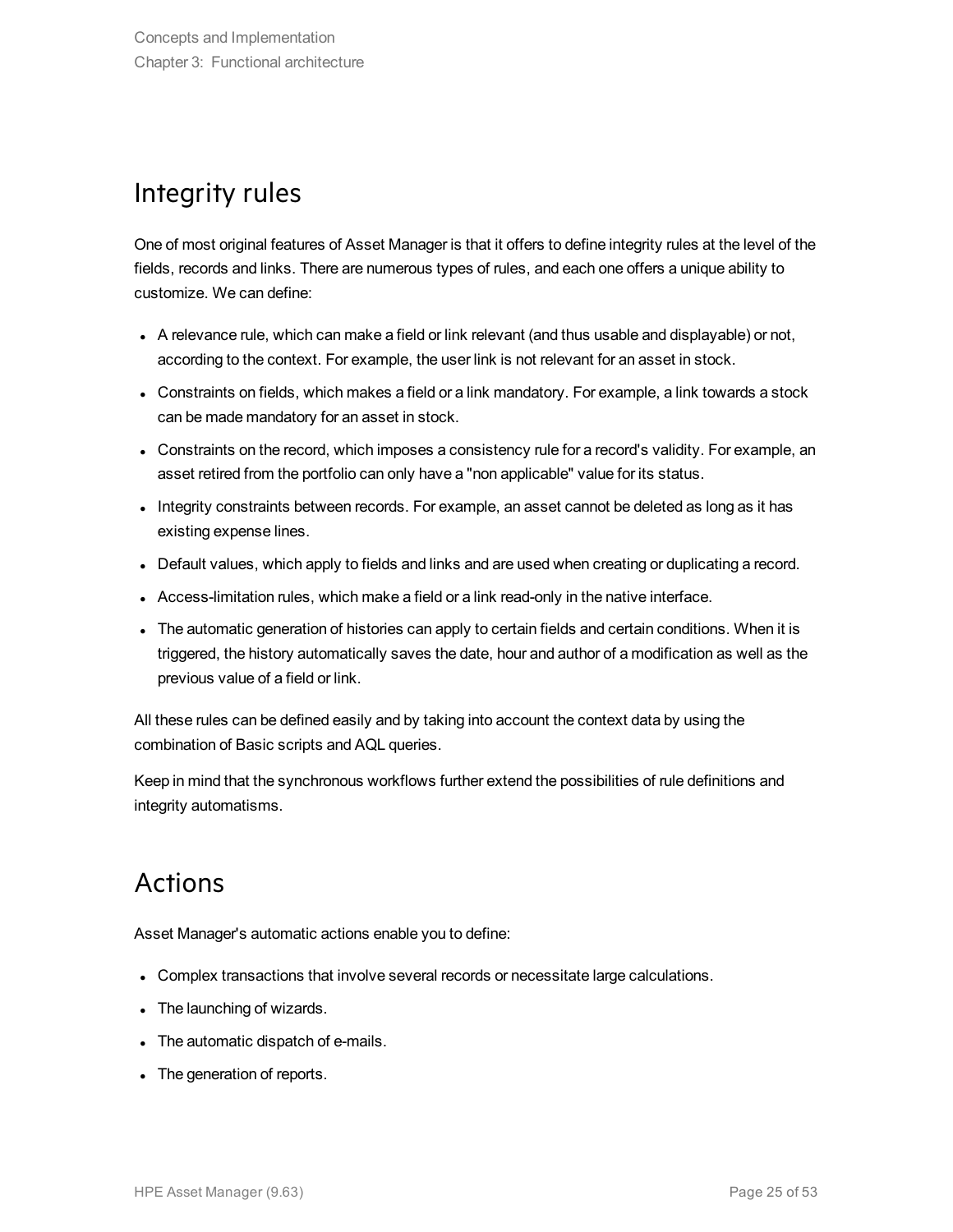## Integrity rules

One of most original features of Asset Manager is that it offers to define integrity rules at the level of the fields, records and links. There are numerous types of rules, and each one offers a unique ability to customize. We can define:

- A relevance rule, which can make a field or link relevant (and thus usable and displayable) or not, according to the context. For example, the user link is not relevant for an asset in stock.
- Constraints on fields, which makes a field or a link mandatory. For example, a link towards a stock can be made mandatory for an asset in stock.
- Constraints on the record, which imposes a consistency rule for a record's validity. For example, an asset retired from the portfolio can only have a "non applicable" value for its status.
- Integrity constraints between records. For example, an asset cannot be deleted as long as it has existing expense lines.
- Default values, which apply to fields and links and are used when creating or duplicating a record.
- Access-limitation rules, which make a field or a link read-only in the native interface.
- The automatic generation of histories can apply to certain fields and certain conditions. When it is triggered, the history automatically saves the date, hour and author of a modification as well as the previous value of a field or link.

All these rules can be defined easily and by taking into account the context data by using the combination of Basic scripts and AQL queries.

Keep in mind that the synchronous workflows further extend the possibilities of rule definitions and integrity automatisms.

## Actions

Asset Manager's automatic actions enable you to define:

- Complex transactions that involve several records or necessitate large calculations.
- The launching of wizards.
- The automatic dispatch of e-mails.
- The generation of reports.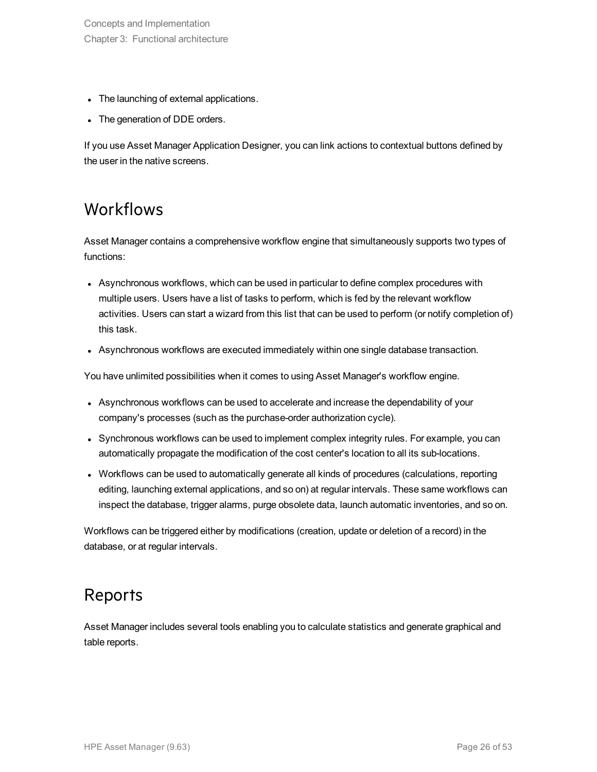- The launching of external applications.
- The generation of DDE orders.

If you use Asset Manager Application Designer, you can link actions to contextual buttons defined by the user in the native screens.

## Workflows

Asset Manager contains a comprehensive workflow engine that simultaneously supports two types of functions:

- Asynchronous workflows, which can be used in particular to define complex procedures with multiple users. Users have a list of tasks to perform, which is fed by the relevant workflow activities. Users can start a wizard from this list that can be used to perform (or notify completion of) this task.
- Asynchronous workflows are executed immediately within one single database transaction.

You have unlimited possibilities when it comes to using Asset Manager's workflow engine.

- Asynchronous workflows can be used to accelerate and increase the dependability of your company's processes (such as the purchase-order authorization cycle).
- Synchronous workflows can be used to implement complex integrity rules. For example, you can automatically propagate the modification of the cost center's location to all its sub-locations.
- Workflows can be used to automatically generate all kinds of procedures (calculations, reporting editing, launching external applications, and so on) at regular intervals. These same workflows can inspect the database, trigger alarms, purge obsolete data, launch automatic inventories, and so on.

Workflows can be triggered either by modifications (creation, update or deletion of a record) in the database, or at regular intervals.

## Reports

Asset Manager includes several tools enabling you to calculate statistics and generate graphical and table reports.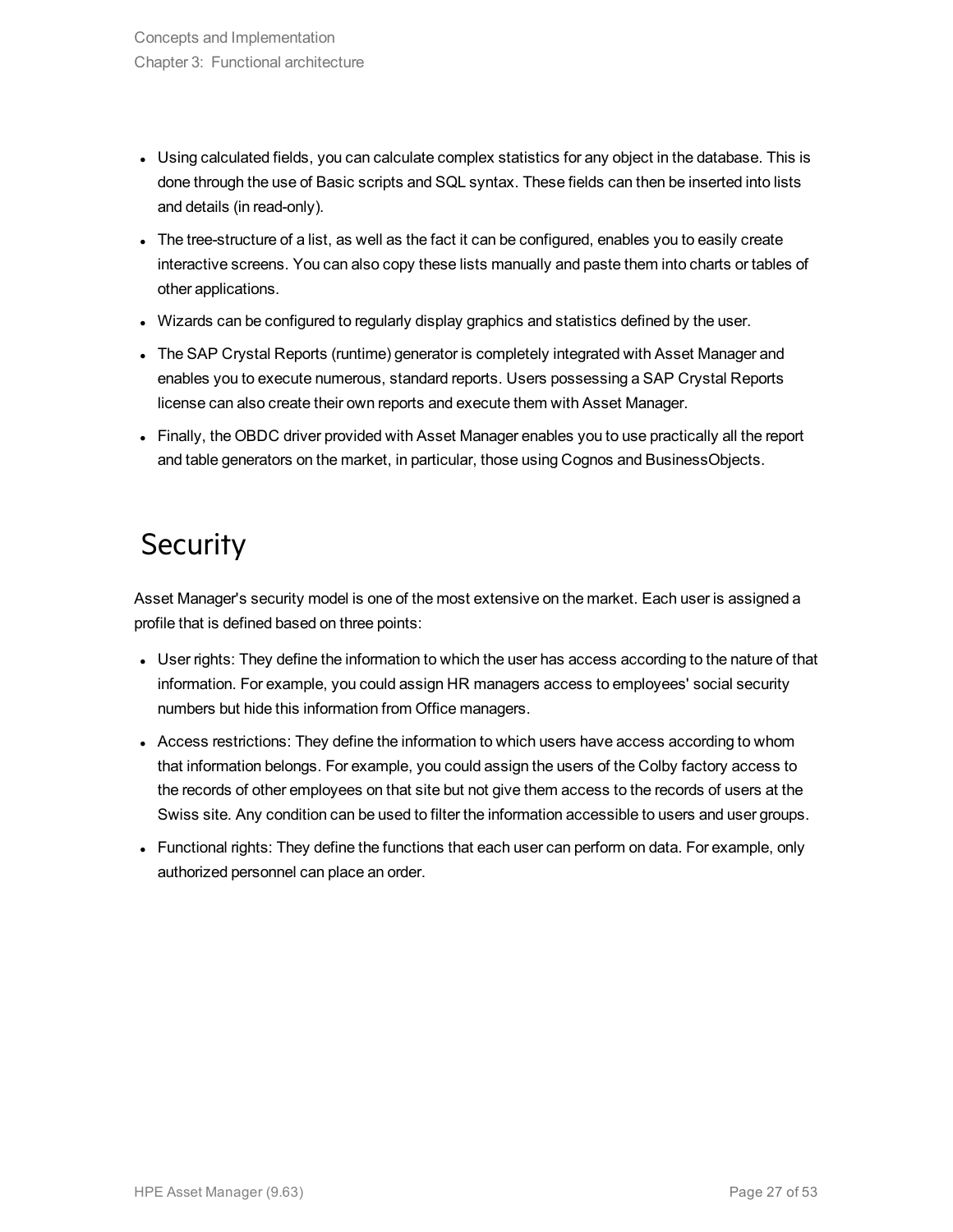- Using calculated fields, you can calculate complex statistics for any object in the database. This is done through the use of Basic scripts and SQL syntax. These fields can then be inserted into lists and details (in read-only).
- The tree-structure of a list, as well as the fact it can be configured, enables you to easily create interactive screens. You can also copy these lists manually and paste them into charts or tables of other applications.
- Wizards can be configured to regularly display graphics and statistics defined by the user.
- The SAP Crystal Reports (runtime) generator is completely integrated with Asset Manager and enables you to execute numerous, standard reports. Users possessing a SAP Crystal Reports license can also create their own reports and execute them with Asset Manager.
- Finally, the OBDC driver provided with Asset Manager enables you to use practically all the report and table generators on the market, in particular, those using Cognos and BusinessObjects.

# Security

Asset Manager's security model is one of the most extensive on the market. Each user is assigned a profile that is defined based on three points:

- User rights: They define the information to which the user has access according to the nature of that information. For example, you could assign HR managers access to employees' social security numbers but hide this information from Office managers.
- Access restrictions: They define the information to which users have access according to whom that information belongs. For example, you could assign the users of the Colby factory access to the records of other employees on that site but not give them access to the records of users at the Swiss site. Any condition can be used to filter the information accessible to users and user groups.
- Functional rights: They define the functions that each user can perform on data. For example, only authorized personnel can place an order.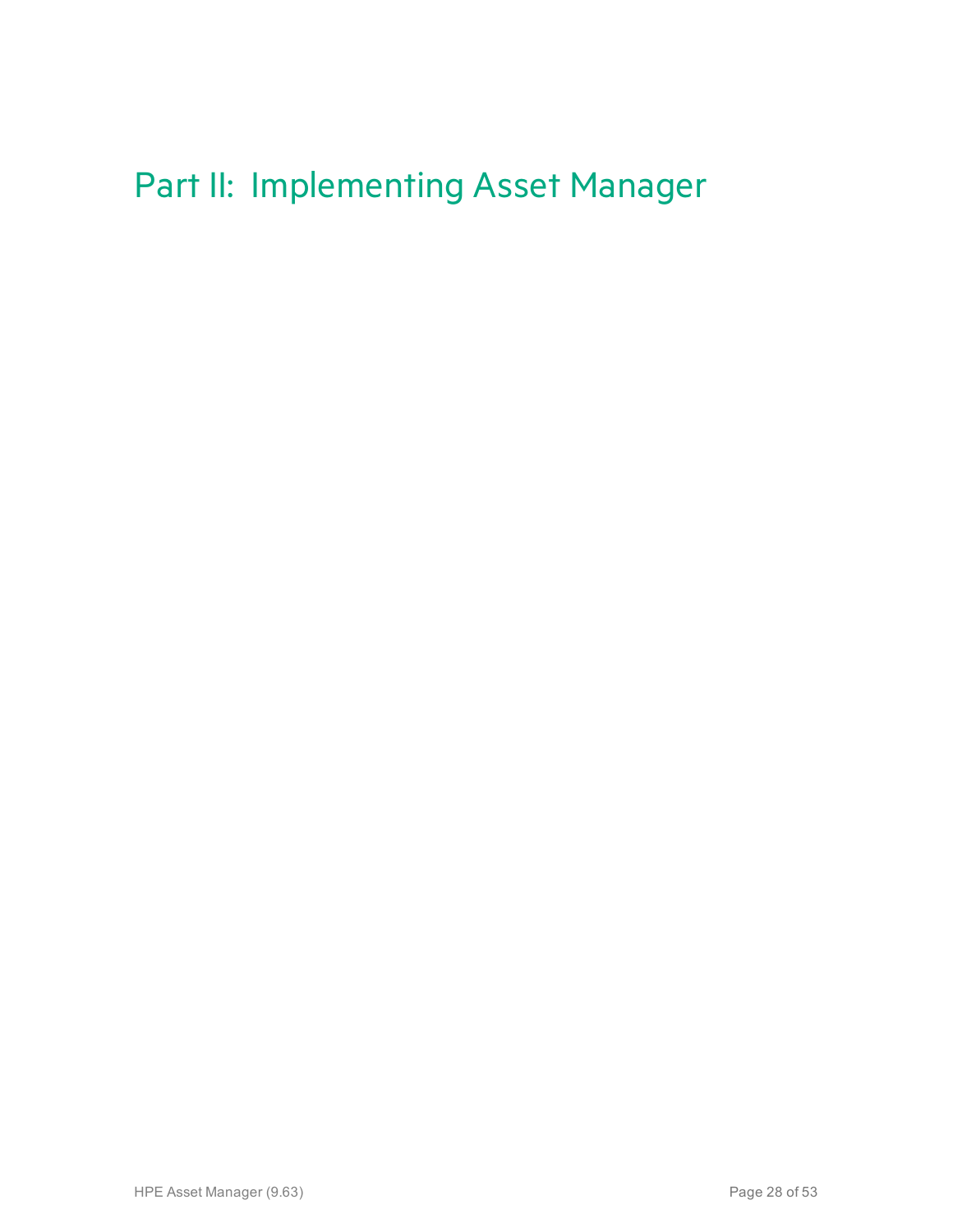# Part II: Implementing Asset Manager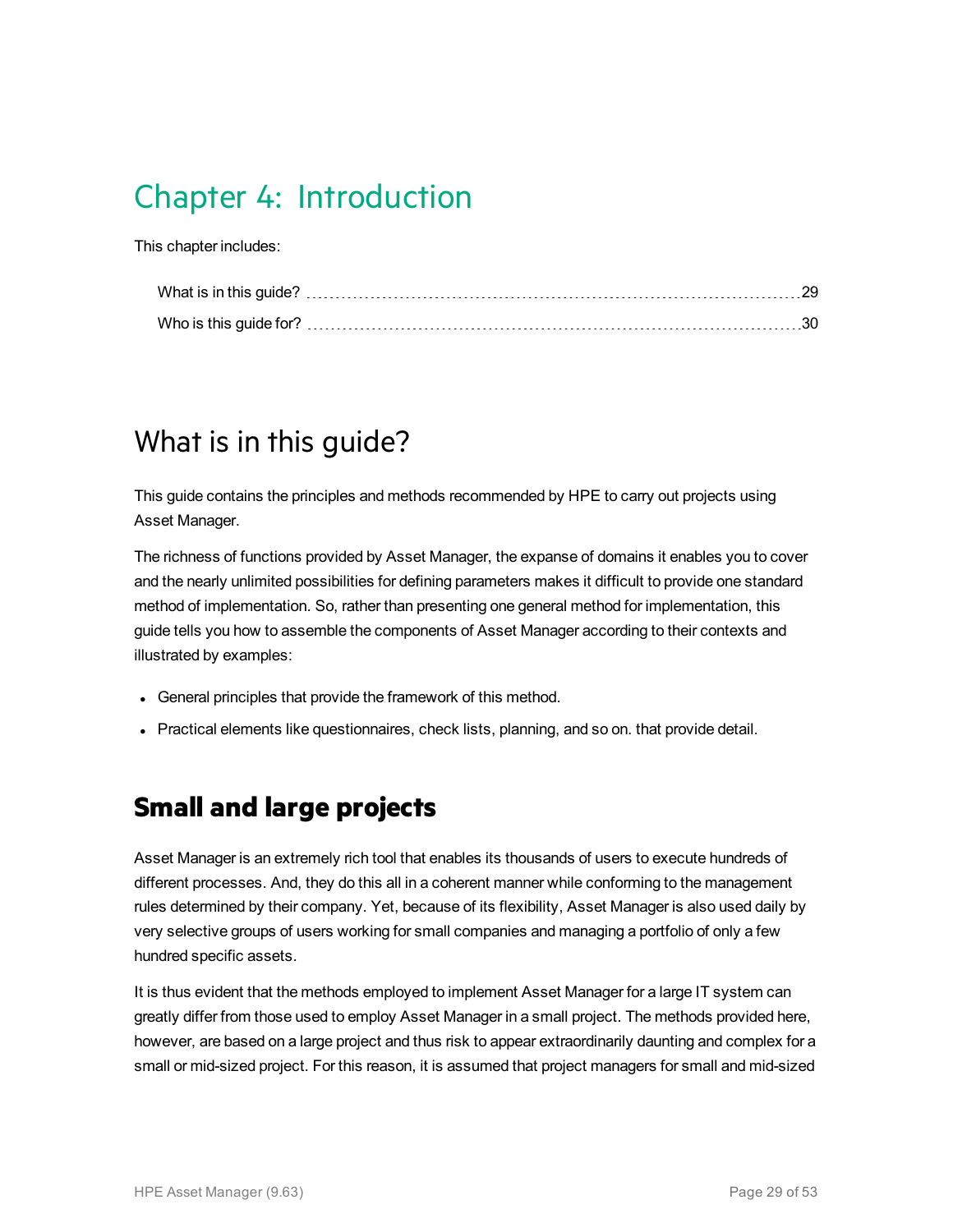# Chapter 4: Introduction

This chapter includes:

What is in this guide? 29

Who is this guide for? 30

## What is in this guide?

This guide contains the principles and methods recommended by HPE to carry out projects using Asset Manager.

The richness of functions provided by Asset Manager, the expanse of domains it enables you to cover and the nearly unlimited possibilities for defining parameters makes it difficult to provide one standard method of implementation. So, rather than presenting one general method for implementation, this guide tells you how to assemble the components of Asset Manager according to their contexts and illustrated by examples:

- General principles that provide the framework of this method.
- Practical elements like questionnaires, check lists, planning, and so on. that provide detail.

### Small and large projects

Asset Manager is an extremely rich tool that enables its thousands of users to execute hundreds of different processes. And, they do this all in a coherent manner while conforming to the management rules determined by their company. Yet, because of its flexibility, Asset Manager is also used daily by very selective groups of users working for small companies and managing a portfolio of only a few hundred specific assets.

It is thus evident that the methods employed to implement Asset Manager for a large IT system can greatly differ from those used to employ Asset Manager in a small project. The methods provided here, however, are based on a large project and thus risk to appear extraordinarily daunting and complex for a small or mid-sized project. For this reason, it is assumed that project managers for small and mid-sized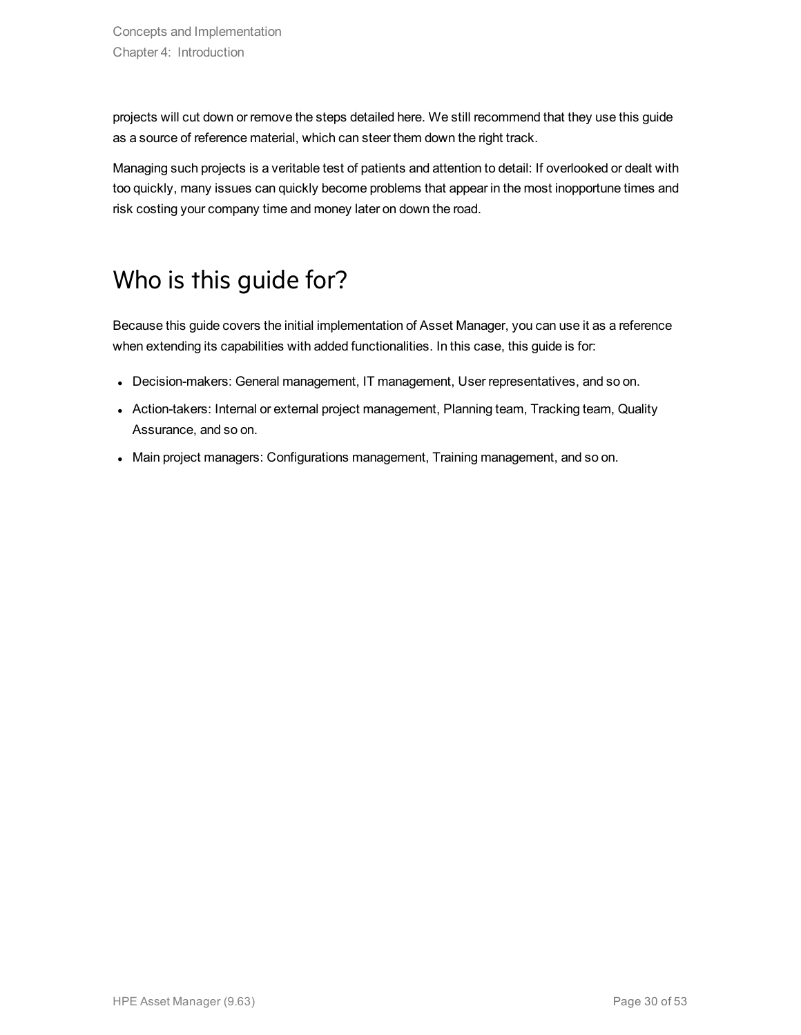projects will cut down or remove the steps detailed here. We still recommend that they use this guide as a source of reference material, which can steer them down the right track.

Managing such projects is a veritable test of patients and attention to detail: If overlooked or dealt with too quickly, many issues can quickly become problems that appear in the most inopportune times and risk costing your company time and money later on down the road.

## Who is this guide for?

Because this guide covers the initial implementation of Asset Manager, you can use it as a reference when extending its capabilities with added functionalities. In this case, this guide is for:

- Decision-makers: General management, IT management, User representatives, and so on.
- Action-takers: Internal or external project management, Planning team, Tracking team, Quality Assurance, and so on.
- Main project managers: Configurations management, Training management, and so on.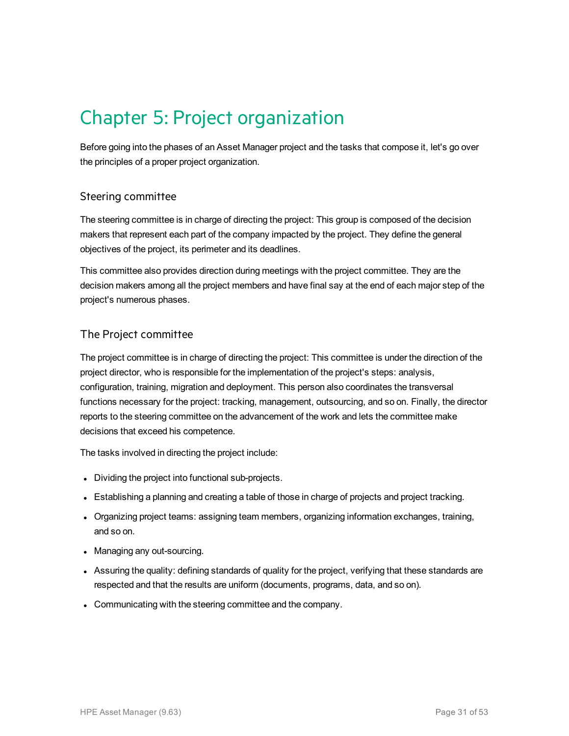# Chapter 5: Project organization

Before going into the phases of an Asset Manager project and the tasks that compose it, let's go over the principles of a proper project organization.

## Steering committee

The steering committee is in charge of directing the project: This group is composed of the decision makers that represent each part of the company impacted by the project. They define the general objectives of the project, its perimeter and its deadlines.

This committee also provides direction during meetings with the project committee. They are the decision makers among all the project members and have final say at the end of each major step of the project's numerous phases.

## The Project committee

The project committee is in charge of directing the project: This committee is under the direction of the project director, who is responsible for the implementation of the project's steps: analysis, configuration, training, migration and deployment. This person also coordinates the transversal functions necessary for the project: tracking, management, outsourcing, and so on. Finally, the director reports to the steering committee on the advancement of the work and lets the committee make decisions that exceed his competence.

The tasks involved in directing the project include:

- Dividing the project into functional sub-projects.
- Establishing a planning and creating a table of those in charge of projects and project tracking.
- Organizing project teams: assigning team members, organizing information exchanges, training, and so on.
- Managing any out-sourcing.
- Assuring the quality: defining standards of quality for the project, verifying that these standards are respected and that the results are uniform (documents, programs, data, and so on).
- Communicating with the steering committee and the company.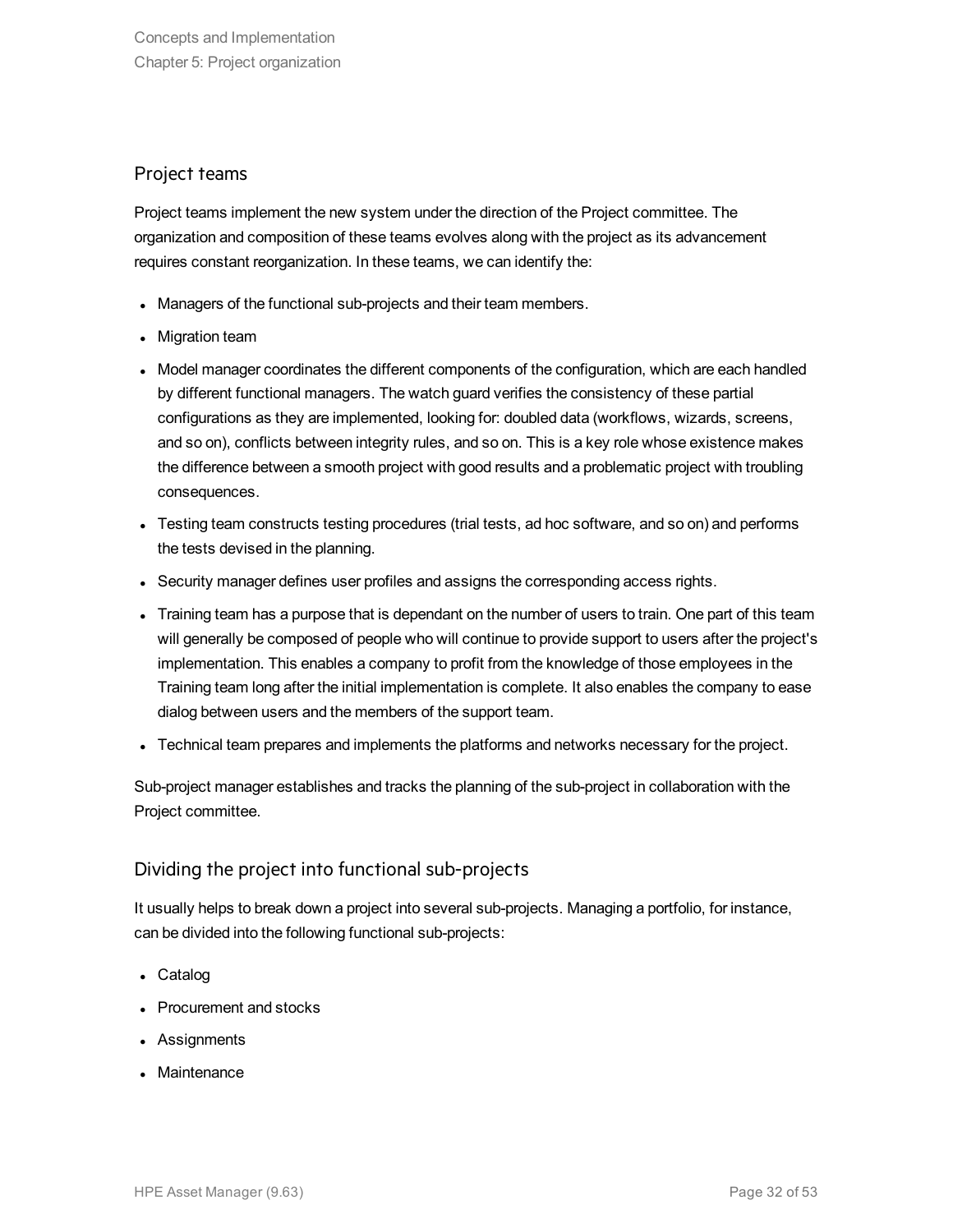## Project teams

Project teams implement the new system under the direction of the Project committee. The organization and composition of these teams evolves along with the project as its advancement requires constant reorganization. In these teams, we can identify the:

- Managers of the functional sub-projects and their team members.
- Migration team
- Model manager coordinates the different components of the configuration, which are each handled by different functional managers. The watch guard verifies the consistency of these partial configurations as they are implemented, looking for: doubled data (workflows, wizards, screens, and so on), conflicts between integrity rules, and so on. This is a key role whose existence makes the difference between a smooth project with good results and a problematic project with troubling consequences.
- Testing team constructs testing procedures (trial tests, ad hoc software, and so on) and performs the tests devised in the planning.
- Security manager defines user profiles and assigns the corresponding access rights.
- Training team has a purpose that is dependant on the number of users to train. One part of this team will generally be composed of people who will continue to provide support to users after the project's implementation. This enables a company to profit from the knowledge of those employees in the Training team long after the initial implementation is complete. It also enables the company to ease dialog between users and the members of the support team.
- Technical team prepares and implements the platforms and networks necessary for the project.

Sub-project manager establishes and tracks the planning of the sub-project in collaboration with the Project committee.

## Dividing the project into functional sub-projects

It usually helps to break down a project into several sub-projects. Managing a portfolio, for instance, can be divided into the following functional sub-projects:

- Catalog
- Procurement and stocks
- Assignments
- Maintenance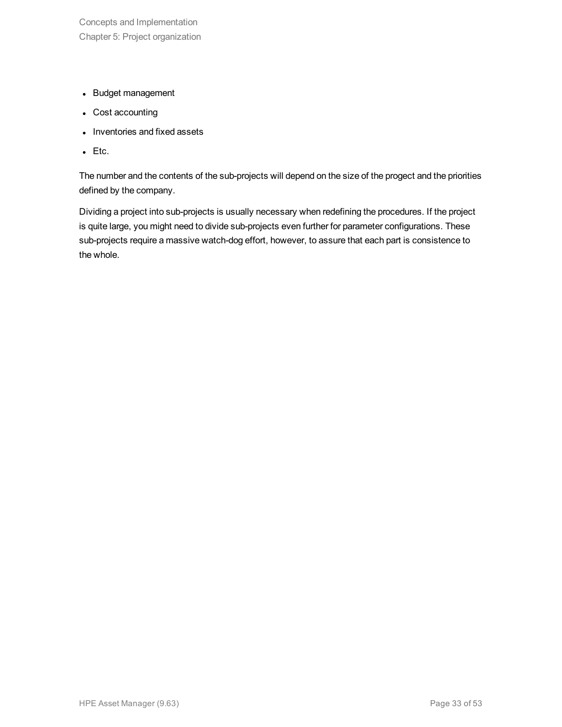- Budget management
- Cost accounting
- Inventories and fixed assets
- Etc.

The number and the contents of the sub-projects will depend on the size of the progect and the priorities defined by the company.

Dividing a project into sub-projects is usually necessary when redefining the procedures. If the project is quite large, you might need to divide sub-projects even further for parameter configurations. These sub-projects require a massive watch-dog effort, however, to assure that each part is consistence to the whole.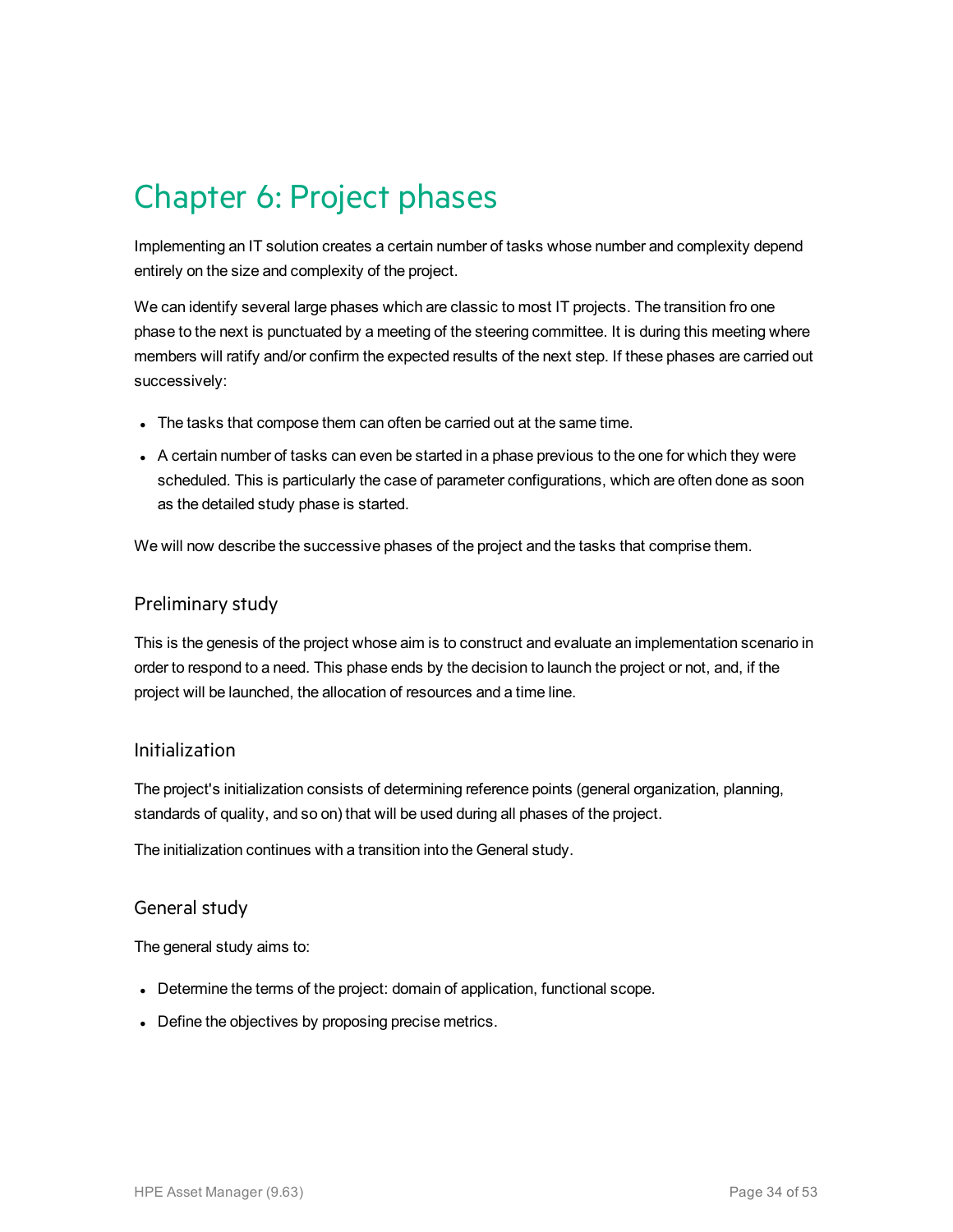# Chapter 6: Project phases

Implementing an IT solution creates a certain number of tasks whose number and complexity depend entirely on the size and complexity of the project.

We can identify several large phases which are classic to most IT projects. The transition fro one phase to the next is punctuated by a meeting of the steering committee. It is during this meeting where members will ratify and/or confirm the expected results of the next step. If these phases are carried out successively:

- The tasks that compose them can often be carried out at the same time.
- A certain number of tasks can even be started in a phase previous to the one for which they were scheduled. This is particularly the case of parameter configurations, which are often done as soon as the detailed study phase is started.

We will now describe the successive phases of the project and the tasks that comprise them.

## Preliminary study

This is the genesis of the project whose aim is to construct and evaluate an implementation scenario in order to respond to a need. This phase ends by the decision to launch the project or not, and, if the project will be launched, the allocation of resources and a time line.

## Initialization

The project's initialization consists of determining reference points (general organization, planning, standards of quality, and so on) that will be used during all phases of the project.

The initialization continues with a transition into the General study.

## General study

The general study aims to:

- Determine the terms of the project: domain of application, functional scope.
- Define the objectives by proposing precise metrics.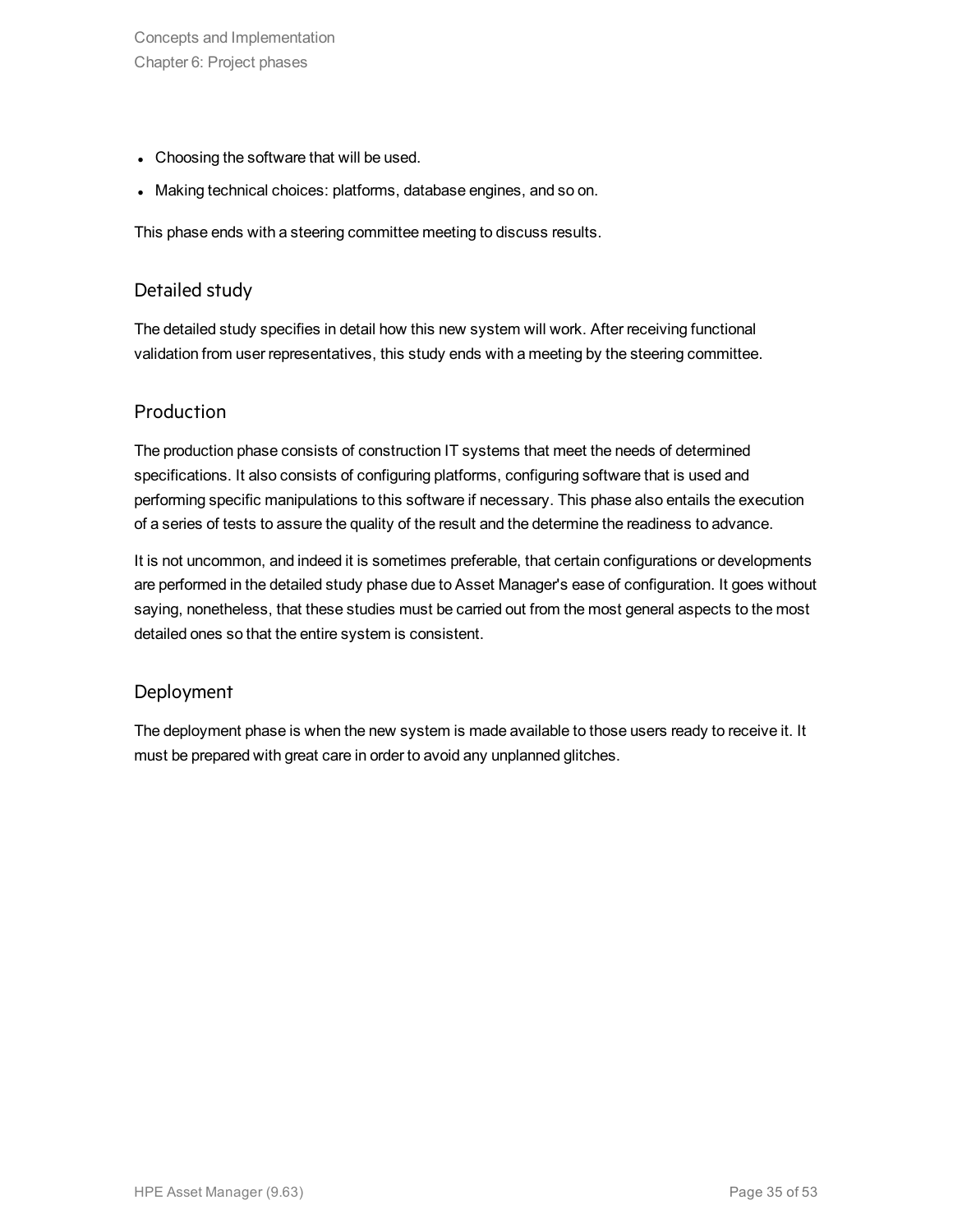- Choosing the software that will be used.
- Making technical choices: platforms, database engines, and so on.

This phase ends with a steering committee meeting to discuss results.

## Detailed study

The detailed study specifies in detail how this new system will work. After receiving functional validation from user representatives, this study ends with a meeting by the steering committee.

## Production

The production phase consists of construction IT systems that meet the needs of determined specifications. It also consists of configuring platforms, configuring software that is used and performing specific manipulations to this software if necessary. This phase also entails the execution of a series of tests to assure the quality of the result and the determine the readiness to advance.

It is not uncommon, and indeed it is sometimes preferable, that certain configurations or developments are performed in the detailed study phase due to Asset Manager's ease of configuration. It goes without saying, nonetheless, that these studies must be carried out from the most general aspects to the most detailed ones so that the entire system is consistent.

## Deployment

The deployment phase is when the new system is made available to those users ready to receive it. It must be prepared with great care in order to avoid any unplanned glitches.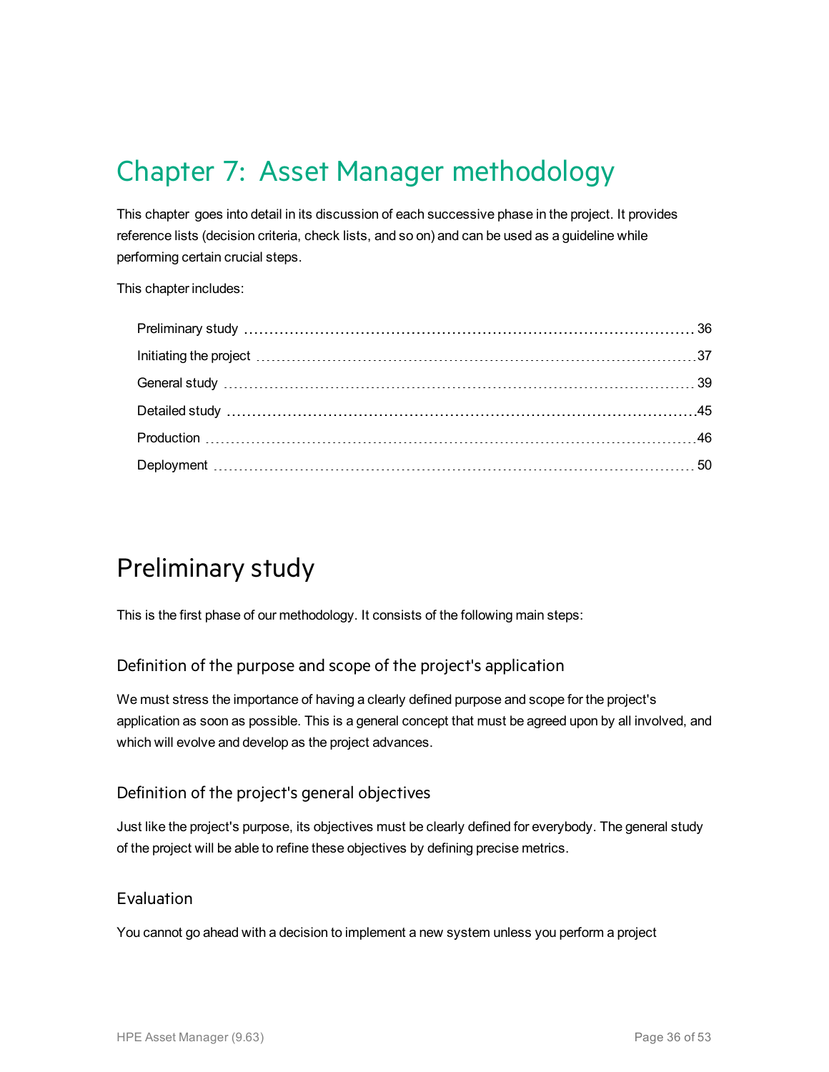# Chapter 7: Asset Manager methodology

This chapter goes into detail in its discussion of each successive phase in the project. It provides reference lists (decision criteria, check lists, and so on) and can be used as a guideline while performing certain crucial steps.

This chapter includes:

- Preliminary study ........ 36
- Initiating the project ........ 37
- General study ........ 39
- Detailed study ........ 45
- Production ........ 46
- Deployment ........ 50

## Preliminary study

This is the first phase of our methodology. It consists of the following main steps:

### Definition of the purpose and scope of the project's application

We must stress the importance of having a clearly defined purpose and scope for the project's application as soon as possible. This is a general concept that must be agreed upon by all involved, and which will evolve and develop as the project advances.

### Definition of the project's general objectives

Just like the project's purpose, its objectives must be clearly defined for everybody. The general study of the project will be able to refine these objectives by defining precise metrics.

### Evaluation

You cannot go ahead with a decision to implement a new system unless you perform a project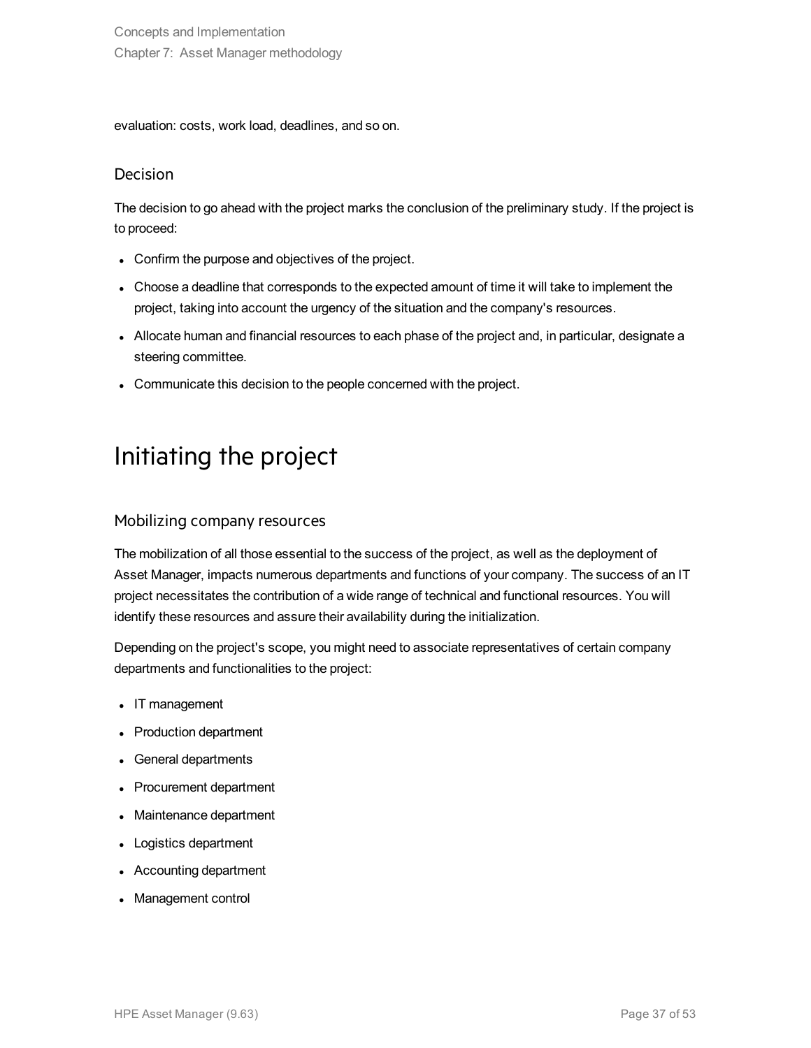evaluation: costs, work load, deadlines, and so on.

### Decision

The decision to go ahead with the project marks the conclusion of the preliminary study. If the project is to proceed:

- Confirm the purpose and objectives of the project.
- Choose a deadline that corresponds to the expected amount of time it will take to implement the project, taking into account the urgency of the situation and the company's resources.
- Allocate human and financial resources to each phase of the project and, in particular, designate a steering committee.
- Communicate this decision to the people concerned with the project.

## Initiating the project

### Mobilizing company resources

The mobilization of all those essential to the success of the project, as well as the deployment of Asset Manager, impacts numerous departments and functions of your company. The success of an IT project necessitates the contribution of a wide range of technical and functional resources. You will identify these resources and assure their availability during the initialization.

Depending on the project's scope, you might need to associate representatives of certain company departments and functionalities to the project:

- IT management
- Production department
- General departments
- Procurement department
- Maintenance department
- Logistics department
- Accounting department
- Management control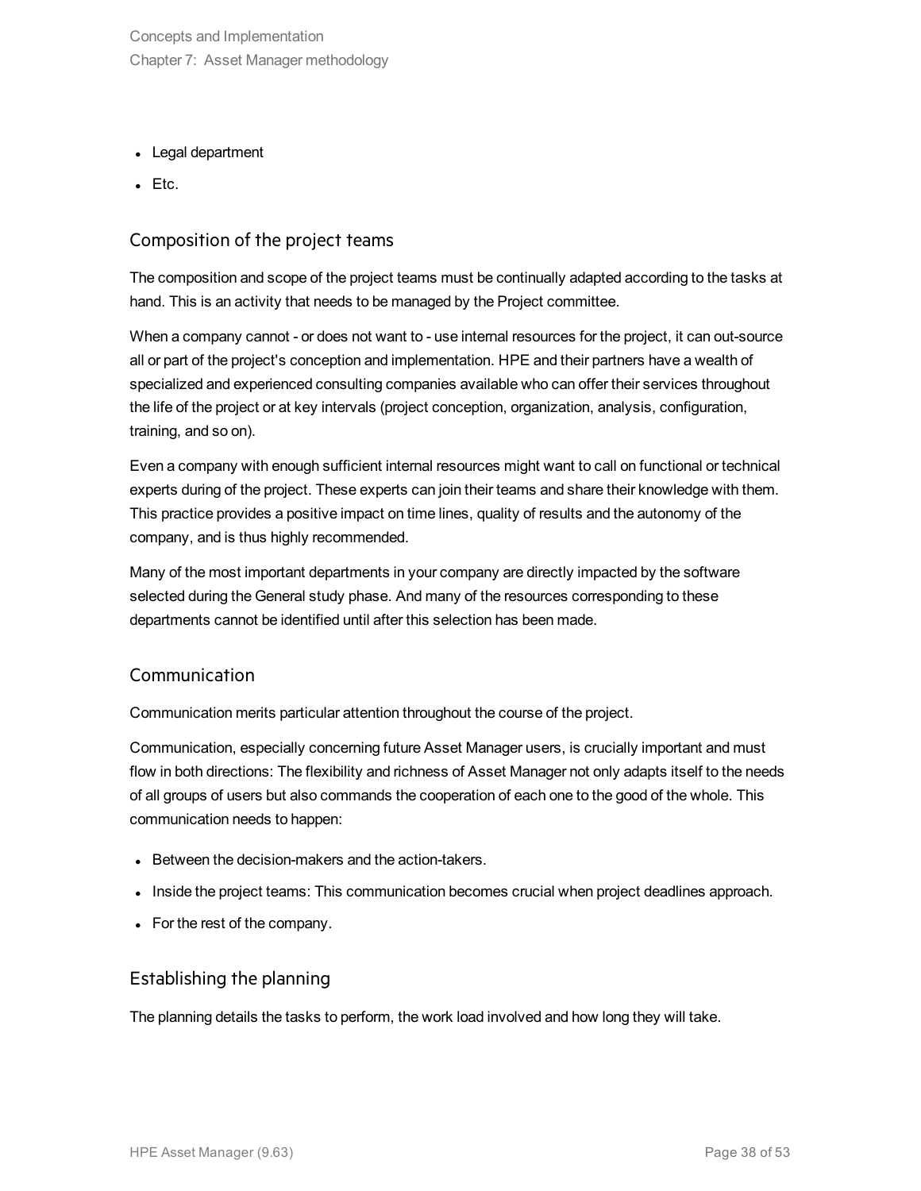- Legal department
- Etc.

### Composition of the project teams

The composition and scope of the project teams must be continually adapted according to the tasks at hand. This is an activity that needs to be managed by the Project committee.

When a company cannot - or does not want to - use internal resources for the project, it can out-source all or part of the project's conception and implementation. HPE and their partners have a wealth of specialized and experienced consulting companies available who can offer their services throughout the life of the project or at key intervals (project conception, organization, analysis, configuration, training, and so on).

Even a company with enough sufficient internal resources might want to call on functional or technical experts during of the project. These experts can join their teams and share their knowledge with them. This practice provides a positive impact on time lines, quality of results and the autonomy of the company, and is thus highly recommended.

Many of the most important departments in your company are directly impacted by the software selected during the General study phase. And many of the resources corresponding to these departments cannot be identified until after this selection has been made.

### Communication

Communication merits particular attention throughout the course of the project.

Communication, especially concerning future Asset Manager users, is crucially important and must flow in both directions: The flexibility and richness of Asset Manager not only adapts itself to the needs of all groups of users but also commands the cooperation of each one to the good of the whole. This communication needs to happen:

- Between the decision-makers and the action-takers.
- Inside the project teams: This communication becomes crucial when project deadlines approach.
- For the rest of the company.

### Establishing the planning

The planning details the tasks to perform, the work load involved and how long they will take.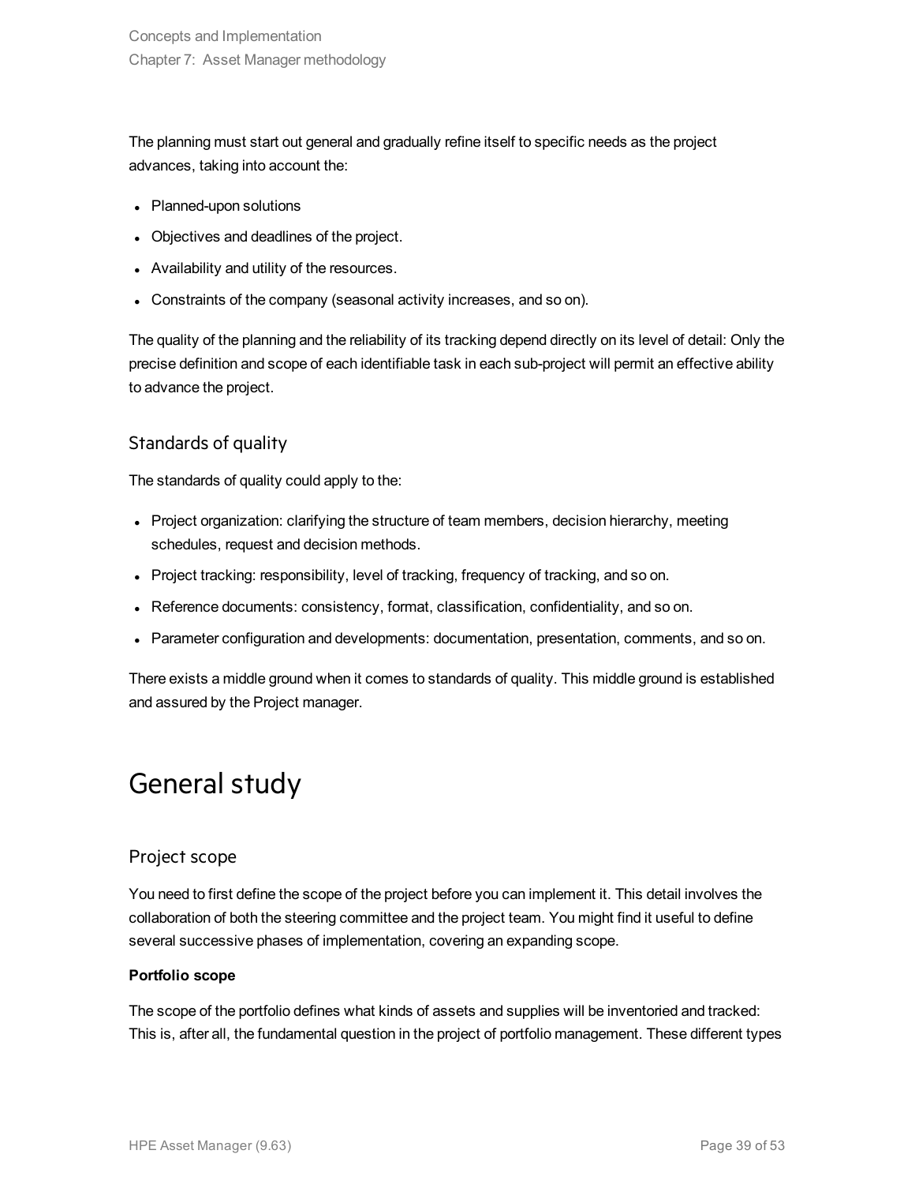The planning must start out general and gradually refine itself to specific needs as the project advances, taking into account the:

- Planned-upon solutions
- Objectives and deadlines of the project.
- Availability and utility of the resources.
- Constraints of the company (seasonal activity increases, and so on).

The quality of the planning and the reliability of its tracking depend directly on its level of detail: Only the precise definition and scope of each identifiable task in each sub-project will permit an effective ability to advance the project.

### Standards of quality

The standards of quality could apply to the:

- Project organization: clarifying the structure of team members, decision hierarchy, meeting schedules, request and decision methods.
- Project tracking: responsibility, level of tracking, frequency of tracking, and so on.
- Reference documents: consistency, format, classification, confidentiality, and so on.
- Parameter configuration and developments: documentation, presentation, comments, and so on.

There exists a middle ground when it comes to standards of quality. This middle ground is established and assured by the Project manager.

## General study

### Project scope

You need to first define the scope of the project before you can implement it. This detail involves the collaboration of both the steering committee and the project team. You might find it useful to define several successive phases of implementation, covering an expanding scope.

**Portfolio scope**

The scope of the portfolio defines what kinds of assets and supplies will be inventoried and tracked: This is, after all, the fundamental question in the project of portfolio management. These different types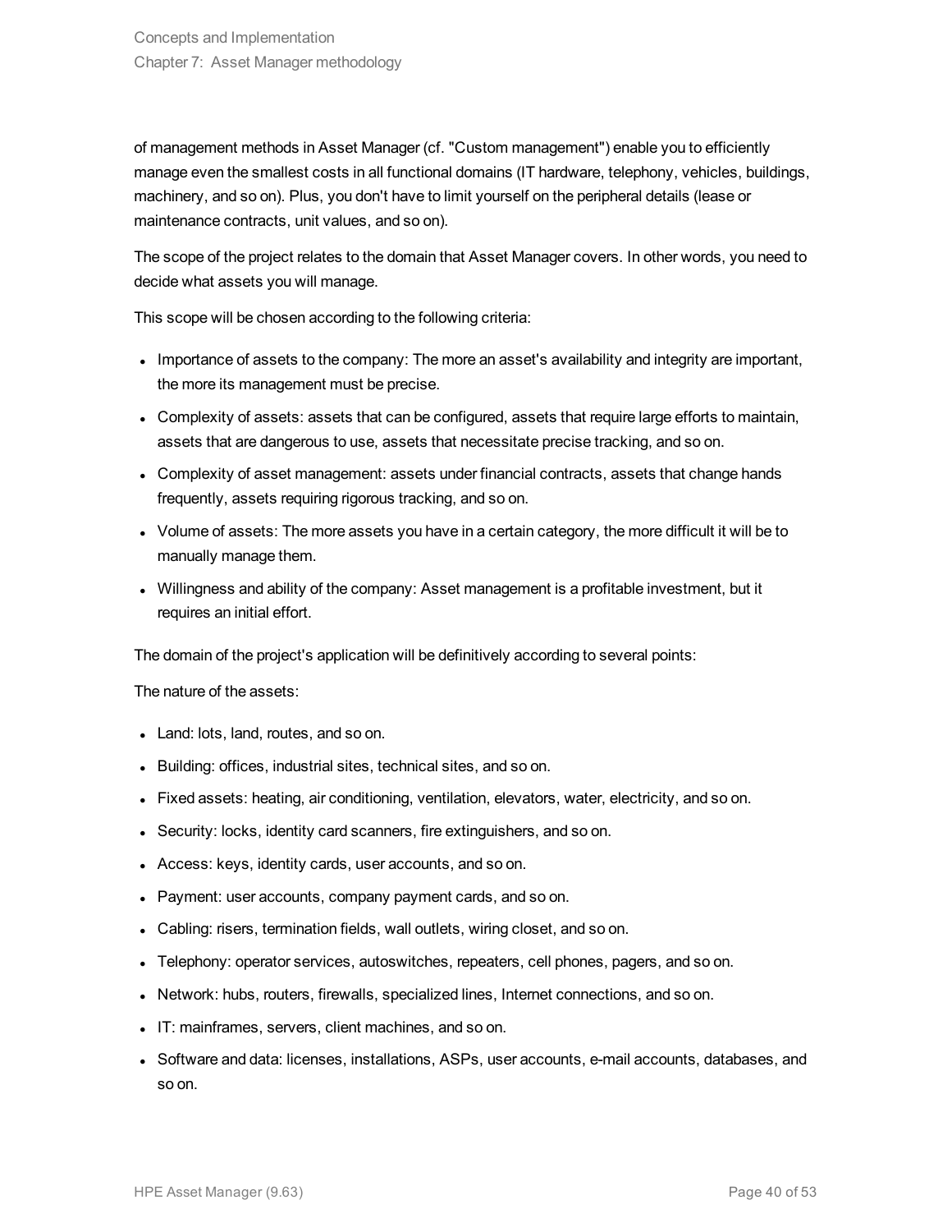of management methods in Asset Manager (cf. "Custom management") enable you to efficiently manage even the smallest costs in all functional domains (IT hardware, telephony, vehicles, buildings, machinery, and so on). Plus, you don't have to limit yourself on the peripheral details (lease or maintenance contracts, unit values, and so on).

The scope of the project relates to the domain that Asset Manager covers. In other words, you need to decide what assets you will manage.

This scope will be chosen according to the following criteria:

- Importance of assets to the company: The more an asset's availability and integrity are important, the more its management must be precise.
- Complexity of assets: assets that can be configured, assets that require large efforts to maintain, assets that are dangerous to use, assets that necessitate precise tracking, and so on.
- Complexity of asset management: assets under financial contracts, assets that change hands frequently, assets requiring rigorous tracking, and so on.
- Volume of assets: The more assets you have in a certain category, the more difficult it will be to manually manage them.
- Willingness and ability of the company: Asset management is a profitable investment, but it requires an initial effort.

The domain of the project's application will be definitively according to several points:

The nature of the assets:

- Land: lots, land, routes, and so on.
- Building: offices, industrial sites, technical sites, and so on.
- Fixed assets: heating, air conditioning, ventilation, elevators, water, electricity, and so on.
- Security: locks, identity card scanners, fire extinguishers, and so on.
- Access: keys, identity cards, user accounts, and so on.
- Payment: user accounts, company payment cards, and so on.
- Cabling: risers, termination fields, wall outlets, wiring closet, and so on.
- Telephony: operator services, autoswitches, repeaters, cell phones, pagers, and so on.
- Network: hubs, routers, firewalls, specialized lines, Internet connections, and so on.
- IT: mainframes, servers, client machines, and so on.
- Software and data: licenses, installations, ASPs, user accounts, e-mail accounts, databases, and so on.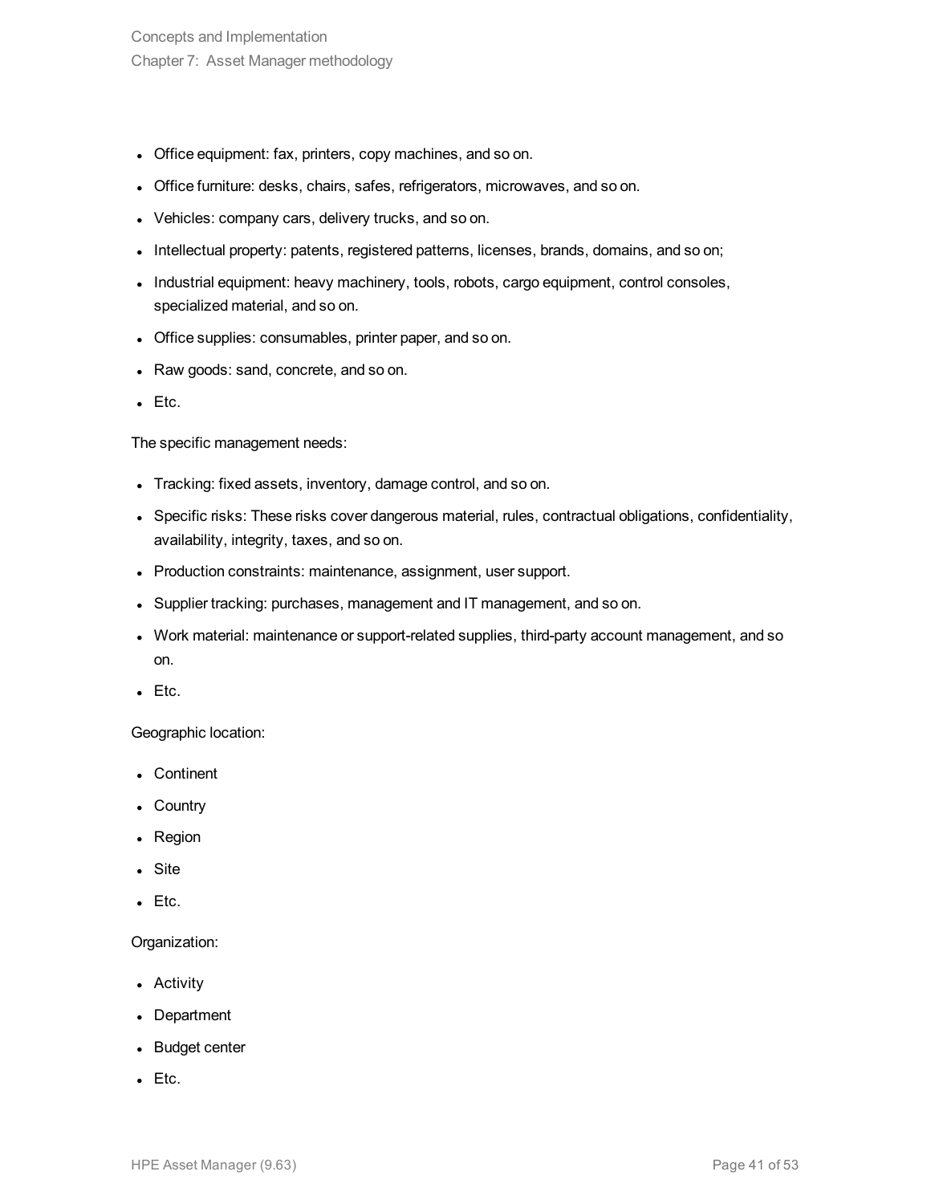- Office equipment: fax, printers, copy machines, and so on.
- Office furniture: desks, chairs, safes, refrigerators, microwaves, and so on.
- Vehicles: company cars, delivery trucks, and so on.
- Intellectual property: patents, registered patterns, licenses, brands, domains, and so on;
- Industrial equipment: heavy machinery, tools, robots, cargo equipment, control consoles, specialized material, and so on.
- Office supplies: consumables, printer paper, and so on.
- Raw goods: sand, concrete, and so on.
- Etc.

The specific management needs:

- Tracking: fixed assets, inventory, damage control, and so on.
- Specific risks: These risks cover dangerous material, rules, contractual obligations, confidentiality, availability, integrity, taxes, and so on.
- Production constraints: maintenance, assignment, user support.
- Supplier tracking: purchases, management and IT management, and so on.
- Work material: maintenance or support-related supplies, third-party account management, and so on.
- Etc.

Geographic location:

- Continent
- Country
- Region
- Site
- Etc.

Organization:

- Activity
- Department
- Budget center
- Etc.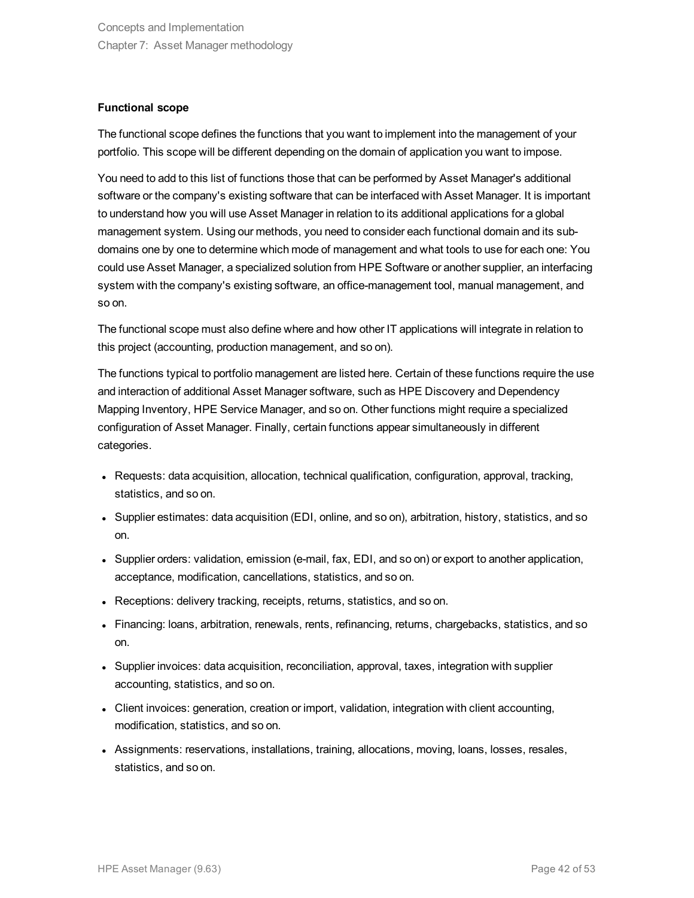**Functional scope**

The functional scope defines the functions that you want to implement into the management of your portfolio. This scope will be different depending on the domain of application you want to impose.

You need to add to this list of functions those that can be performed by Asset Manager's additional software or the company's existing software that can be interfaced with Asset Manager. It is important to understand how you will use Asset Manager in relation to its additional applications for a global management system. Using our methods, you need to consider each functional domain and its sub-domains one by one to determine which mode of management and what tools to use for each one: You could use Asset Manager, a specialized solution from HPE Software or another supplier, an interfacing system with the company's existing software, an office-management tool, manual management, and so on.

The functional scope must also define where and how other IT applications will integrate in relation to this project (accounting, production management, and so on).

The functions typical to portfolio management are listed here. Certain of these functions require the use and interaction of additional Asset Manager software, such as HPE Discovery and Dependency Mapping Inventory, HPE Service Manager, and so on. Other functions might require a specialized configuration of Asset Manager. Finally, certain functions appear simultaneously in different categories.

- Requests: data acquisition, allocation, technical qualification, configuration, approval, tracking, statistics, and so on.
- Supplier estimates: data acquisition (EDI, online, and so on), arbitration, history, statistics, and so on.
- Supplier orders: validation, emission (e-mail, fax, EDI, and so on) or export to another application, acceptance, modification, cancellations, statistics, and so on.
- Receptions: delivery tracking, receipts, returns, statistics, and so on.
- Financing: loans, arbitration, renewals, rents, refinancing, returns, chargebacks, statistics, and so on.
- Supplier invoices: data acquisition, reconciliation, approval, taxes, integration with supplier accounting, statistics, and so on.
- Client invoices: generation, creation or import, validation, integration with client accounting, modification, statistics, and so on.
- Assignments: reservations, installations, training, allocations, moving, loans, losses, resales, statistics, and so on.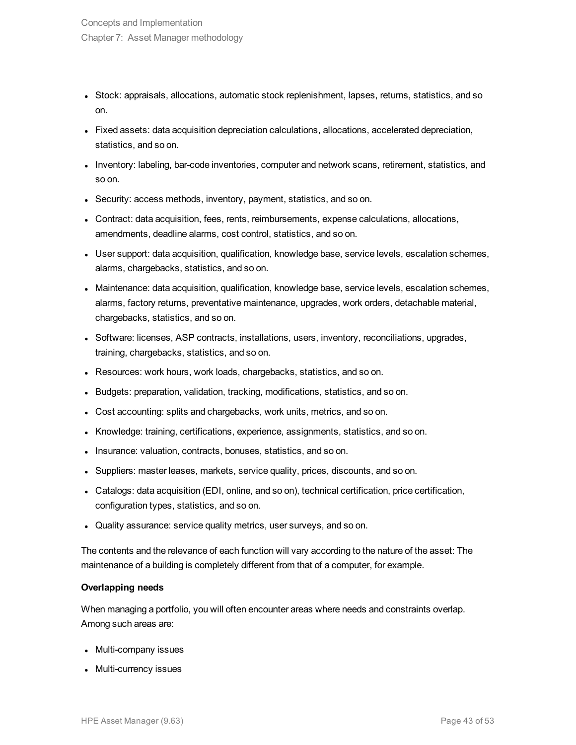- Stock: appraisals, allocations, automatic stock replenishment, lapses, returns, statistics, and so on.
- Fixed assets: data acquisition depreciation calculations, allocations, accelerated depreciation, statistics, and so on.
- Inventory: labeling, bar-code inventories, computer and network scans, retirement, statistics, and so on.
- Security: access methods, inventory, payment, statistics, and so on.
- Contract: data acquisition, fees, rents, reimbursements, expense calculations, allocations, amendments, deadline alarms, cost control, statistics, and so on.
- User support: data acquisition, qualification, knowledge base, service levels, escalation schemes, alarms, chargebacks, statistics, and so on.
- Maintenance: data acquisition, qualification, knowledge base, service levels, escalation schemes, alarms, factory returns, preventative maintenance, upgrades, work orders, detachable material, chargebacks, statistics, and so on.
- Software: licenses, ASP contracts, installations, users, inventory, reconciliations, upgrades, training, chargebacks, statistics, and so on.
- Resources: work hours, work loads, chargebacks, statistics, and so on.
- Budgets: preparation, validation, tracking, modifications, statistics, and so on.
- Cost accounting: splits and chargebacks, work units, metrics, and so on.
- Knowledge: training, certifications, experience, assignments, statistics, and so on.
- Insurance: valuation, contracts, bonuses, statistics, and so on.
- Suppliers: master leases, markets, service quality, prices, discounts, and so on.
- Catalogs: data acquisition (EDI, online, and so on), technical certification, price certification, configuration types, statistics, and so on.
- Quality assurance: service quality metrics, user surveys, and so on.

The contents and the relevance of each function will vary according to the nature of the asset: The maintenance of a building is completely different from that of a computer, for example.

**Overlapping needs**

When managing a portfolio, you will often encounter areas where needs and constraints overlap. Among such areas are:

- Multi-company issues
- Multi-currency issues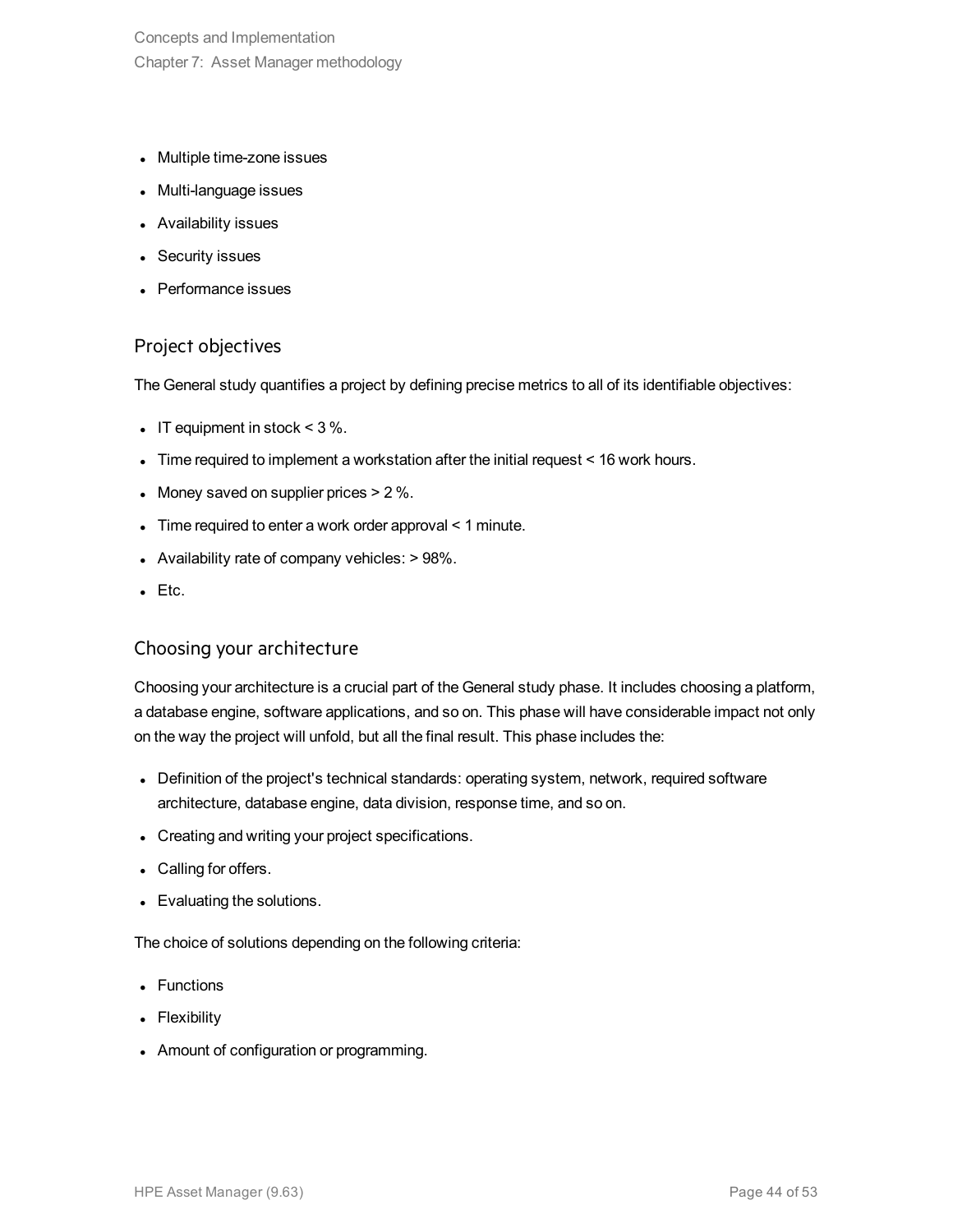- Multiple time-zone issues
- Multi-language issues
- Availability issues
- Security issues
- Performance issues

## Project objectives

The General study quantifies a project by defining precise metrics to all of its identifiable objectives:

- IT equipment in stock < 3 %.
- Time required to implement a workstation after the initial request < 16 work hours.
- Money saved on supplier prices > 2 %.
- Time required to enter a work order approval < 1 minute.
- Availability rate of company vehicles: > 98%.
- Etc.

## Choosing your architecture

Choosing your architecture is a crucial part of the General study phase. It includes choosing a platform, a database engine, software applications, and so on. This phase will have considerable impact not only on the way the project will unfold, but all the final result. This phase includes the:

- Definition of the project's technical standards: operating system, network, required software architecture, database engine, data division, response time, and so on.
- Creating and writing your project specifications.
- Calling for offers.
- Evaluating the solutions.

The choice of solutions depending on the following criteria:

- Functions
- Flexibility
- Amount of configuration or programming.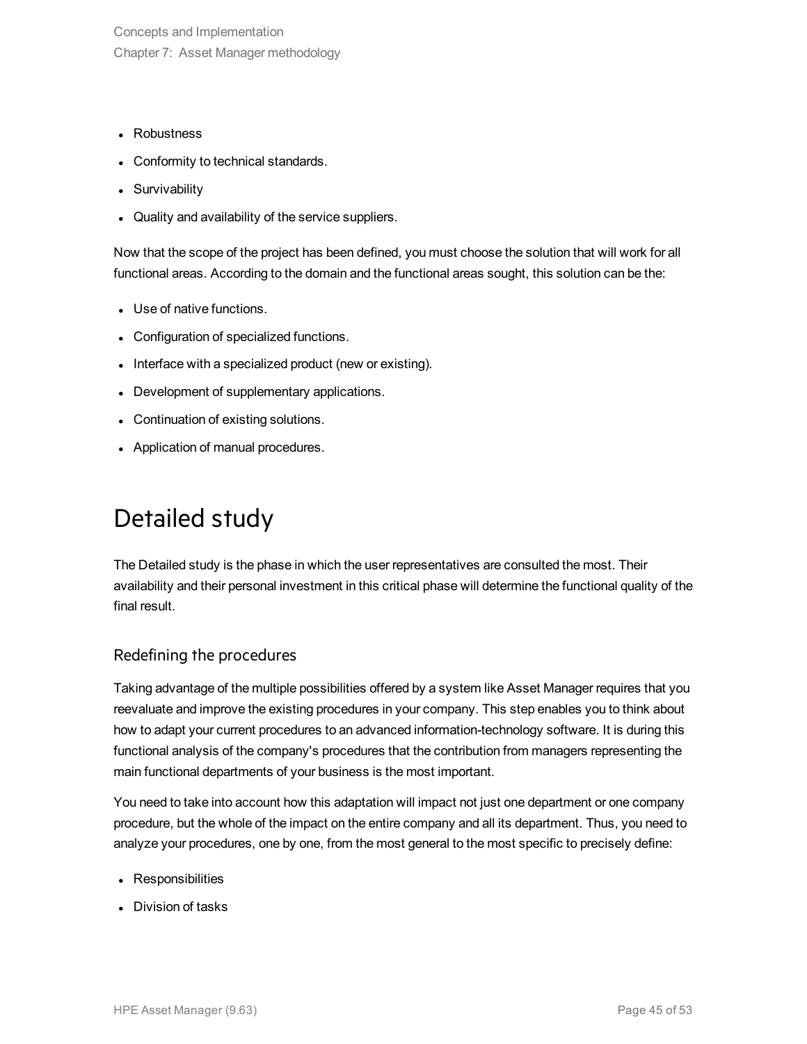- Robustness
- Conformity to technical standards.
- Survivability
- Quality and availability of the service suppliers.

Now that the scope of the project has been defined, you must choose the solution that will work for all functional areas. According to the domain and the functional areas sought, this solution can be the:

- Use of native functions.
- Configuration of specialized functions.
- Interface with a specialized product (new or existing).
- Development of supplementary applications.
- Continuation of existing solutions.
- Application of manual procedures.

# Detailed study

The Detailed study is the phase in which the user representatives are consulted the most. Their availability and their personal investment in this critical phase will determine the functional quality of the final result.

## Redefining the procedures

Taking advantage of the multiple possibilities offered by a system like Asset Manager requires that you reevaluate and improve the existing procedures in your company. This step enables you to think about how to adapt your current procedures to an advanced information-technology software. It is during this functional analysis of the company's procedures that the contribution from managers representing the main functional departments of your business is the most important.

You need to take into account how this adaptation will impact not just one department or one company procedure, but the whole of the impact on the entire company and all its department. Thus, you need to analyze your procedures, one by one, from the most general to the most specific to precisely define:

- Responsibilities
- Division of tasks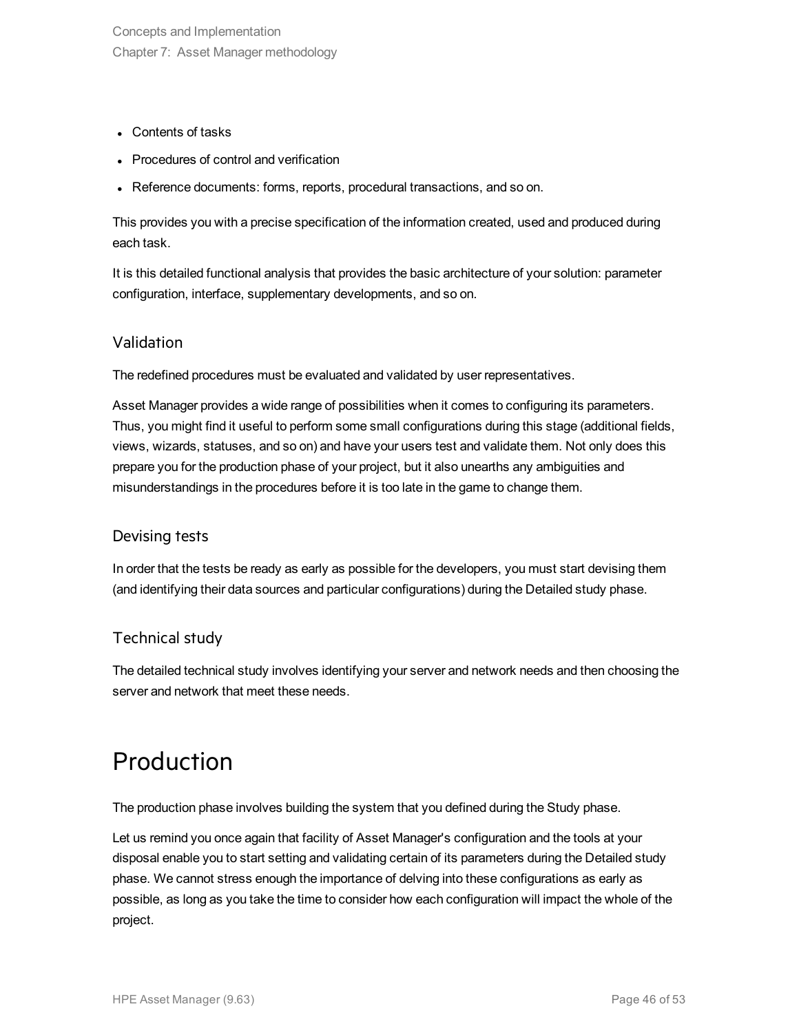- Contents of tasks
- Procedures of control and verification
- Reference documents: forms, reports, procedural transactions, and so on.

This provides you with a precise specification of the information created, used and produced during each task.

It is this detailed functional analysis that provides the basic architecture of your solution: parameter configuration, interface, supplementary developments, and so on.

### Validation

The redefined procedures must be evaluated and validated by user representatives.

Asset Manager provides a wide range of possibilities when it comes to configuring its parameters. Thus, you might find it useful to perform some small configurations during this stage (additional fields, views, wizards, statuses, and so on) and have your users test and validate them. Not only does this prepare you for the production phase of your project, but it also unearths any ambiguities and misunderstandings in the procedures before it is too late in the game to change them.

### Devising tests

In order that the tests be ready as early as possible for the developers, you must start devising them (and identifying their data sources and particular configurations) during the Detailed study phase.

### Technical study

The detailed technical study involves identifying your server and network needs and then choosing the server and network that meet these needs.

# Production

The production phase involves building the system that you defined during the Study phase.

Let us remind you once again that facility of Asset Manager's configuration and the tools at your disposal enable you to start setting and validating certain of its parameters during the Detailed study phase. We cannot stress enough the importance of delving into these configurations as early as possible, as long as you take the time to consider how each configuration will impact the whole of the project.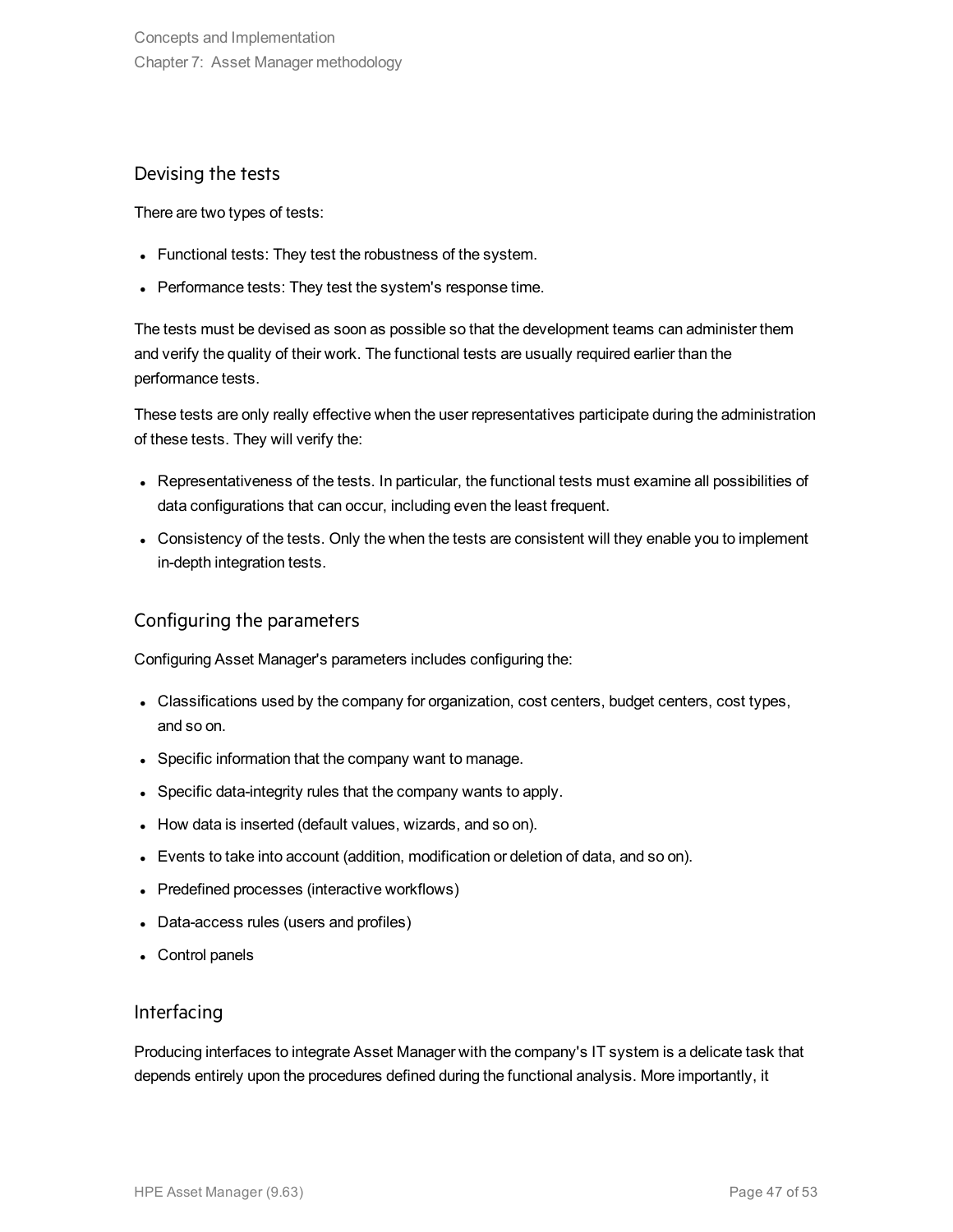### Devising the tests

There are two types of tests:

- Functional tests: They test the robustness of the system.
- Performance tests: They test the system's response time.

The tests must be devised as soon as possible so that the development teams can administer them and verify the quality of their work. The functional tests are usually required earlier than the performance tests.

These tests are only really effective when the user representatives participate during the administration of these tests. They will verify the:

- Representativeness of the tests. In particular, the functional tests must examine all possibilities of data configurations that can occur, including even the least frequent.
- Consistency of the tests. Only the when the tests are consistent will they enable you to implement in-depth integration tests.

### Configuring the parameters

Configuring Asset Manager's parameters includes configuring the:

- Classifications used by the company for organization, cost centers, budget centers, cost types, and so on.
- Specific information that the company want to manage.
- Specific data-integrity rules that the company wants to apply.
- How data is inserted (default values, wizards, and so on).
- Events to take into account (addition, modification or deletion of data, and so on).
- Predefined processes (interactive workflows)
- Data-access rules (users and profiles)
- Control panels

### Interfacing

Producing interfaces to integrate Asset Manager with the company's IT system is a delicate task that depends entirely upon the procedures defined during the functional analysis. More importantly, it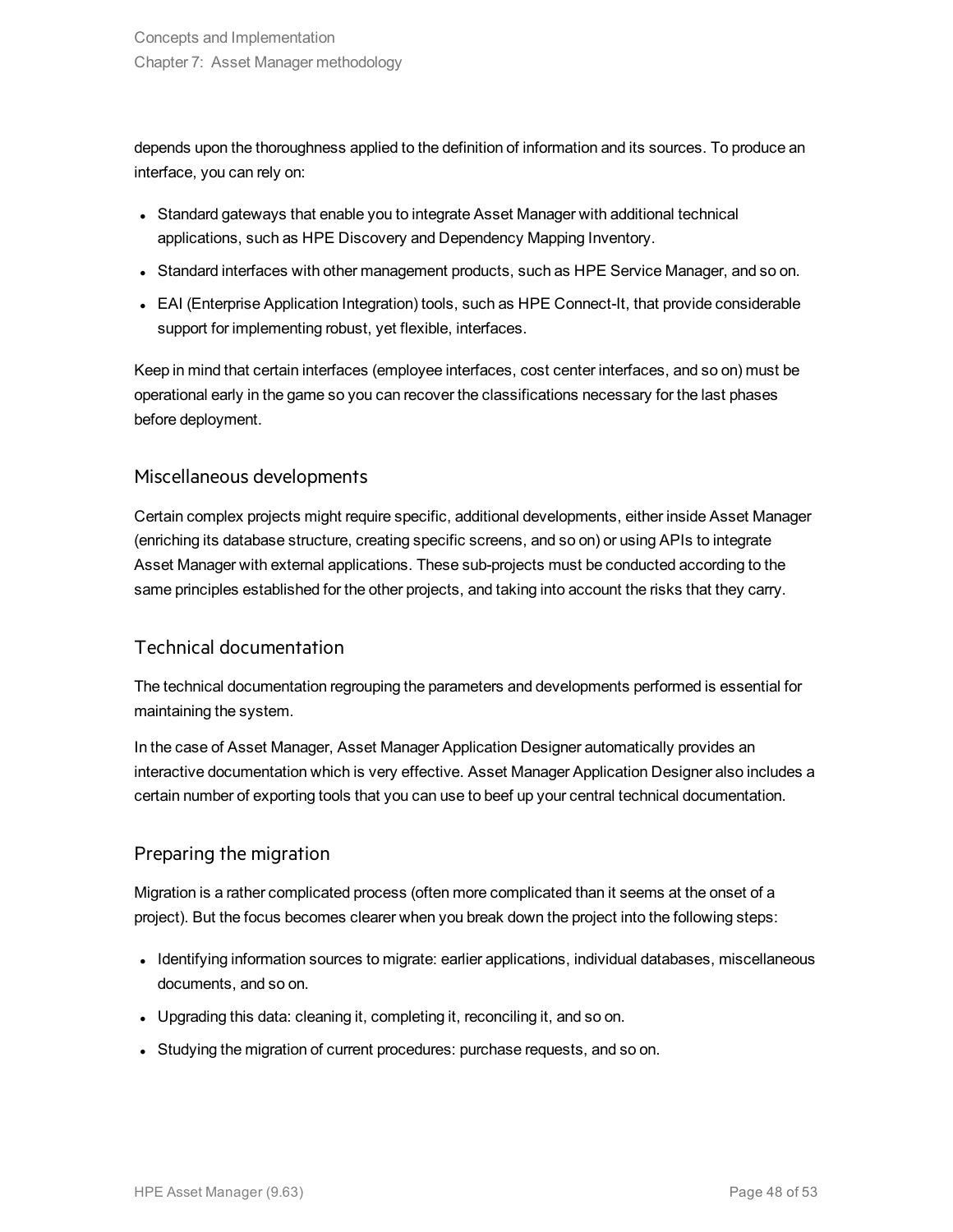depends upon the thoroughness applied to the definition of information and its sources. To produce an interface, you can rely on:

- Standard gateways that enable you to integrate Asset Manager with additional technical applications, such as HPE Discovery and Dependency Mapping Inventory.
- Standard interfaces with other management products, such as HPE Service Manager, and so on.
- EAI (Enterprise Application Integration) tools, such as HPE Connect-It, that provide considerable support for implementing robust, yet flexible, interfaces.

Keep in mind that certain interfaces (employee interfaces, cost center interfaces, and so on) must be operational early in the game so you can recover the classifications necessary for the last phases before deployment.

### Miscellaneous developments

Certain complex projects might require specific, additional developments, either inside Asset Manager (enriching its database structure, creating specific screens, and so on) or using APIs to integrate Asset Manager with external applications. These sub-projects must be conducted according to the same principles established for the other projects, and taking into account the risks that they carry.

### Technical documentation

The technical documentation regrouping the parameters and developments performed is essential for maintaining the system.

In the case of Asset Manager, Asset Manager Application Designer automatically provides an interactive documentation which is very effective. Asset Manager Application Designer also includes a certain number of exporting tools that you can use to beef up your central technical documentation.

### Preparing the migration

Migration is a rather complicated process (often more complicated than it seems at the onset of a project). But the focus becomes clearer when you break down the project into the following steps:

- Identifying information sources to migrate: earlier applications, individual databases, miscellaneous documents, and so on.
- Upgrading this data: cleaning it, completing it, reconciling it, and so on.
- Studying the migration of current procedures: purchase requests, and so on.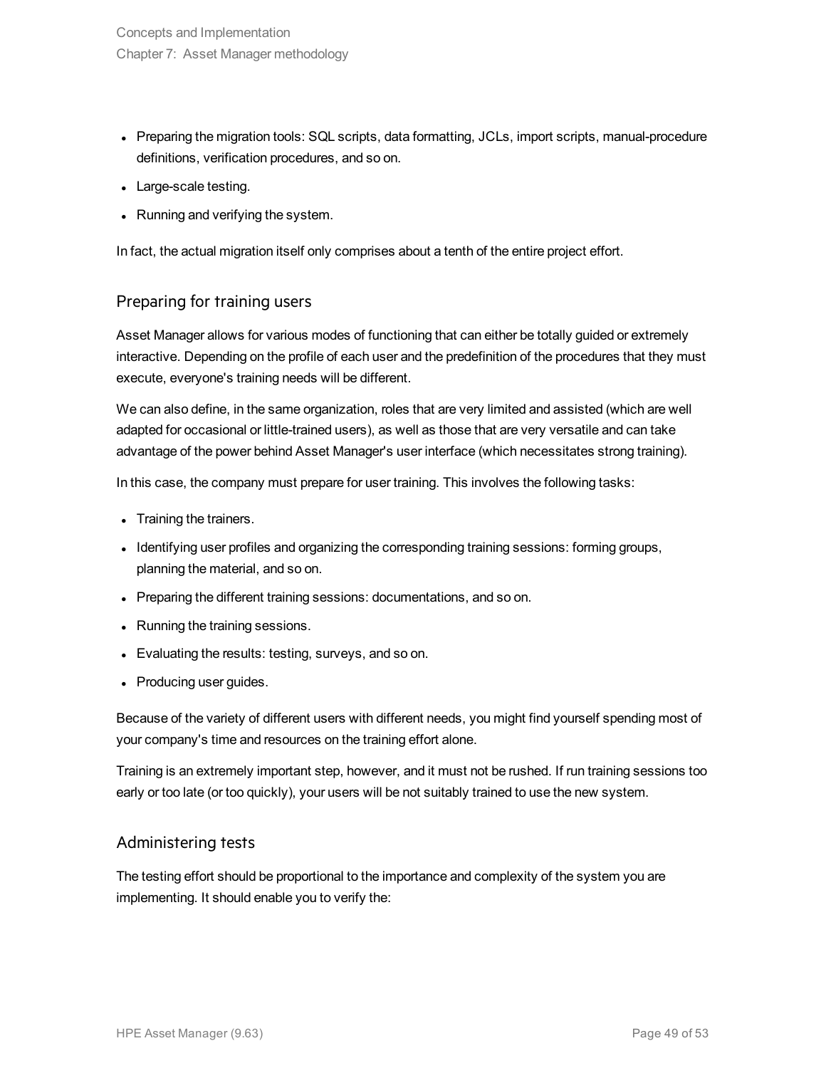- Preparing the migration tools: SQL scripts, data formatting, JCLs, import scripts, manual-procedure definitions, verification procedures, and so on.
- Large-scale testing.
- Running and verifying the system.

In fact, the actual migration itself only comprises about a tenth of the entire project effort.

### Preparing for training users

Asset Manager allows for various modes of functioning that can either be totally guided or extremely interactive. Depending on the profile of each user and the predefinition of the procedures that they must execute, everyone's training needs will be different.

We can also define, in the same organization, roles that are very limited and assisted (which are well adapted for occasional or little-trained users), as well as those that are very versatile and can take advantage of the power behind Asset Manager's user interface (which necessitates strong training).

In this case, the company must prepare for user training. This involves the following tasks:

- Training the trainers.
- Identifying user profiles and organizing the corresponding training sessions: forming groups, planning the material, and so on.
- Preparing the different training sessions: documentations, and so on.
- Running the training sessions.
- Evaluating the results: testing, surveys, and so on.
- Producing user guides.

Because of the variety of different users with different needs, you might find yourself spending most of your company's time and resources on the training effort alone.

Training is an extremely important step, however, and it must not be rushed. If run training sessions too early or too late (or too quickly), your users will be not suitably trained to use the new system.

### Administering tests

The testing effort should be proportional to the importance and complexity of the system you are implementing. It should enable you to verify the: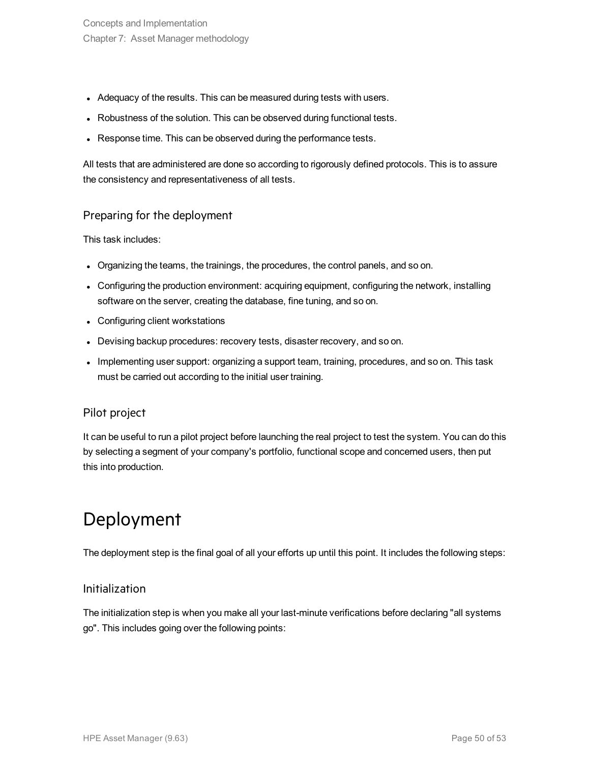- Adequacy of the results. This can be measured during tests with users.
- Robustness of the solution. This can be observed during functional tests.
- Response time. This can be observed during the performance tests.

All tests that are administered are done so according to rigorously defined protocols. This is to assure the consistency and representativeness of all tests.

### Preparing for the deployment

This task includes:

- Organizing the teams, the trainings, the procedures, the control panels, and so on.
- Configuring the production environment: acquiring equipment, configuring the network, installing software on the server, creating the database, fine tuning, and so on.
- Configuring client workstations
- Devising backup procedures: recovery tests, disaster recovery, and so on.
- Implementing user support: organizing a support team, training, procedures, and so on. This task must be carried out according to the initial user training.

### Pilot project

It can be useful to run a pilot project before launching the real project to test the system. You can do this by selecting a segment of your company's portfolio, functional scope and concerned users, then put this into production.

## Deployment

The deployment step is the final goal of all your efforts up until this point. It includes the following steps:

### Initialization

The initialization step is when you make all your last-minute verifications before declaring "all systems go". This includes going over the following points: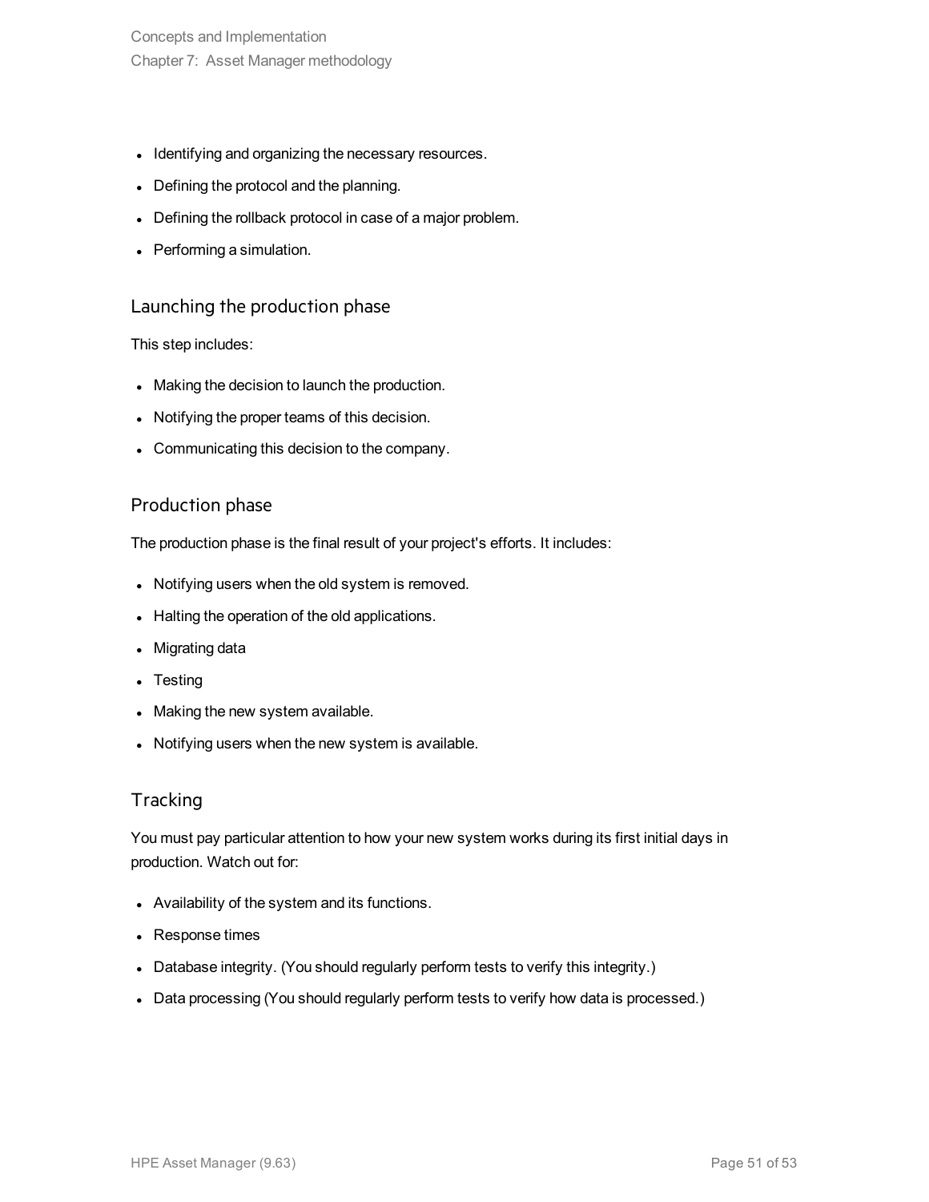- Identifying and organizing the necessary resources.
- Defining the protocol and the planning.
- Defining the rollback protocol in case of a major problem.
- Performing a simulation.

### Launching the production phase

This step includes:

- Making the decision to launch the production.
- Notifying the proper teams of this decision.
- Communicating this decision to the company.

### Production phase

The production phase is the final result of your project's efforts. It includes:

- Notifying users when the old system is removed.
- Halting the operation of the old applications.
- Migrating data
- Testing
- Making the new system available.
- Notifying users when the new system is available.

### Tracking

You must pay particular attention to how your new system works during its first initial days in production. Watch out for:

- Availability of the system and its functions.
- Response times
- Database integrity. (You should regularly perform tests to verify this integrity.)
- Data processing (You should regularly perform tests to verify how data is processed.)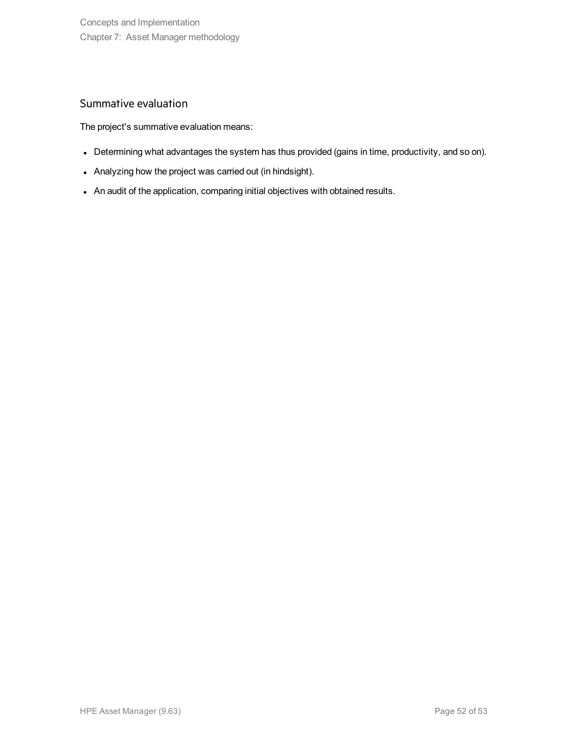## Summative evaluation

The project's summative evaluation means:

- Determining what advantages the system has thus provided (gains in time, productivity, and so on).
- Analyzing how the project was carried out (in hindsight).
- An audit of the application, comparing initial objectives with obtained results.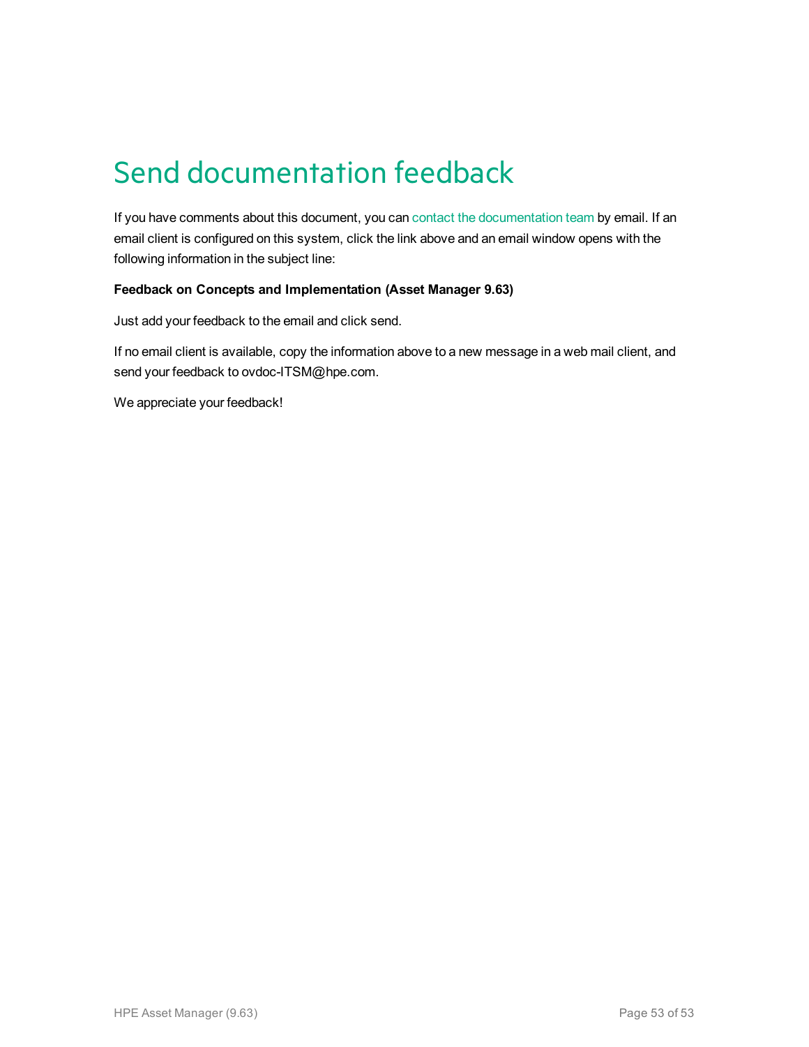# Send documentation feedback

If you have comments about this document, you can contact the documentation team by email. If an email client is configured on this system, click the link above and an email window opens with the following information in the subject line:

**Feedback on Concepts and Implementation (Asset Manager 9.63)**

Just add your feedback to the email and click send.

If no email client is available, copy the information above to a new message in a web mail client, and send your feedback to ovdoc-ITSM@hpe.com.

We appreciate your feedback!